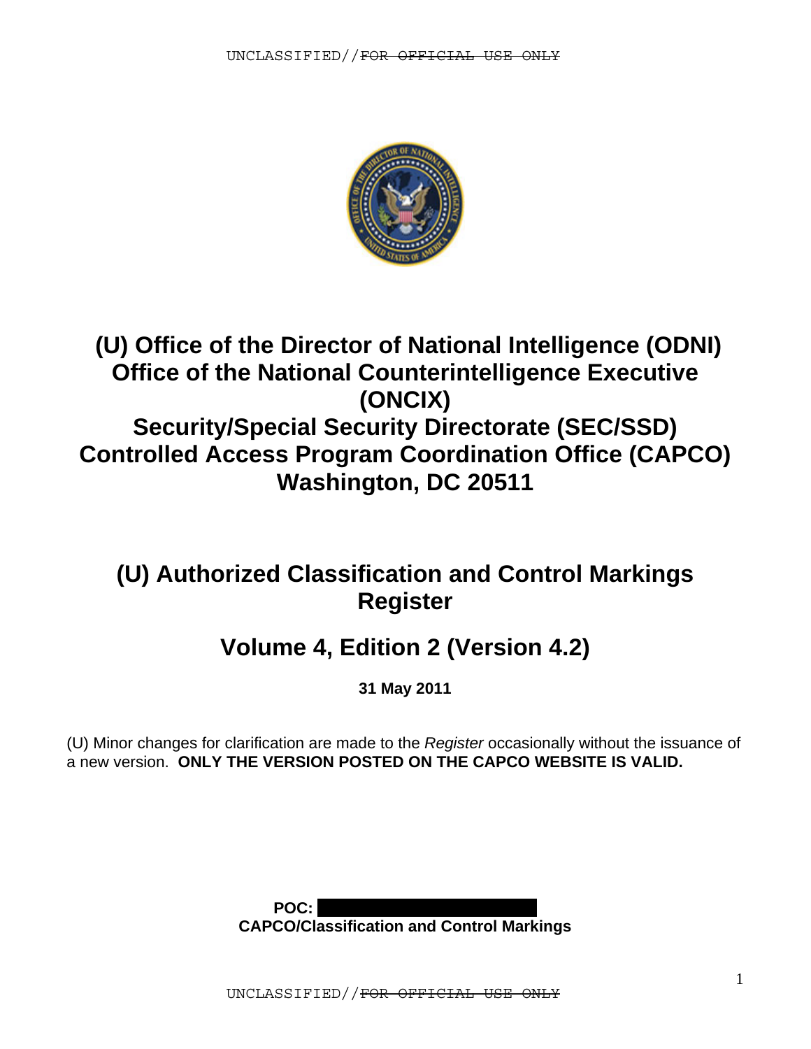# (U) Office of the Director of National Intelligence (ODNI) Office of the National Counterintelligence Executive (ONCIX) Security/Special Security Directorate (SEC/SSD) Controlled Access Program Coordination Office (CAPCO) Washington, DC 20511

# (U) Authorized Classification and Control Markings Register

## Volume 4, Edition 2 (Version 4.2)

**31 May 2011**

(U) Minor changes for clarification are made to the *Register* occasionally without the issuance of a new version. **ONLY THE VERSION POSTED ON THE CAPCO WEBSITE IS VALID.**

**POC:**
**CAPCO/Classification and Control Markings**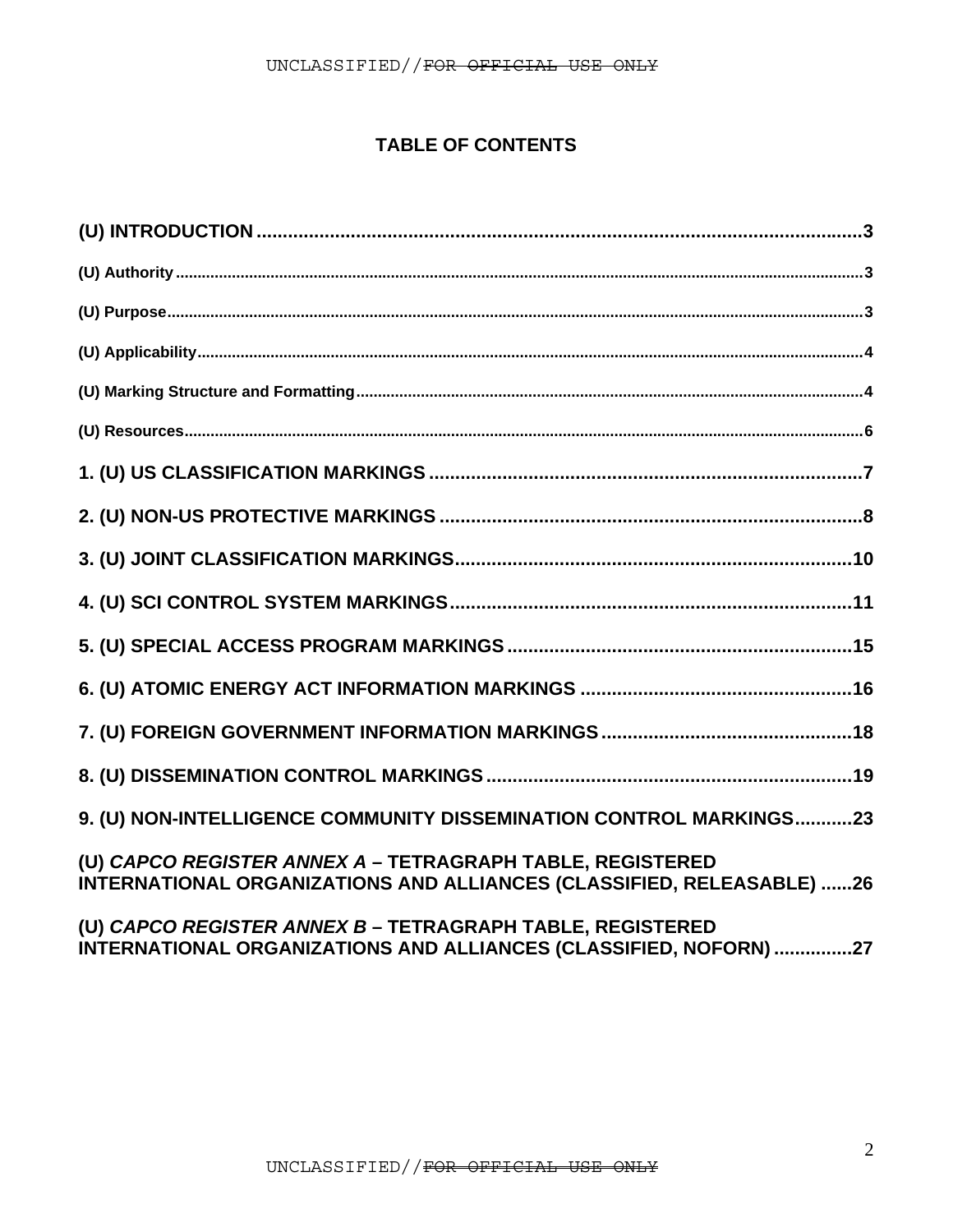# TABLE OF CONTENTS

**(U) INTRODUCTION** ... **3**

(U) Authority ... 3

(U) Purpose ... 3

(U) Applicability ... 4

(U) Marking Structure and Formatting ... 4

(U) Resources ... 6

**1. (U) US CLASSIFICATION MARKINGS** ... **7**

**2. (U) NON-US PROTECTIVE MARKINGS** ... **8**

**3. (U) JOINT CLASSIFICATION MARKINGS** ... **10**

**4. (U) SCI CONTROL SYSTEM MARKINGS** ... **11**

**5. (U) SPECIAL ACCESS PROGRAM MARKINGS** ... **15**

**6. (U) ATOMIC ENERGY ACT INFORMATION MARKINGS** ... **16**

**7. (U) FOREIGN GOVERNMENT INFORMATION MARKINGS** ... **18**

**8. (U) DISSEMINATION CONTROL MARKINGS** ... **19**

**9. (U) NON-INTELLIGENCE COMMUNITY DISSEMINATION CONTROL MARKINGS** ... **23**

**(U) *CAPCO REGISTER ANNEX A* – TETRAGRAPH TABLE, REGISTERED INTERNATIONAL ORGANIZATIONS AND ALLIANCES (CLASSIFIED, RELEASABLE)** ... **26**

**(U) *CAPCO REGISTER ANNEX B* – TETRAGRAPH TABLE, REGISTERED INTERNATIONAL ORGANIZATIONS AND ALLIANCES (CLASSIFIED, NOFORN)** ... **27**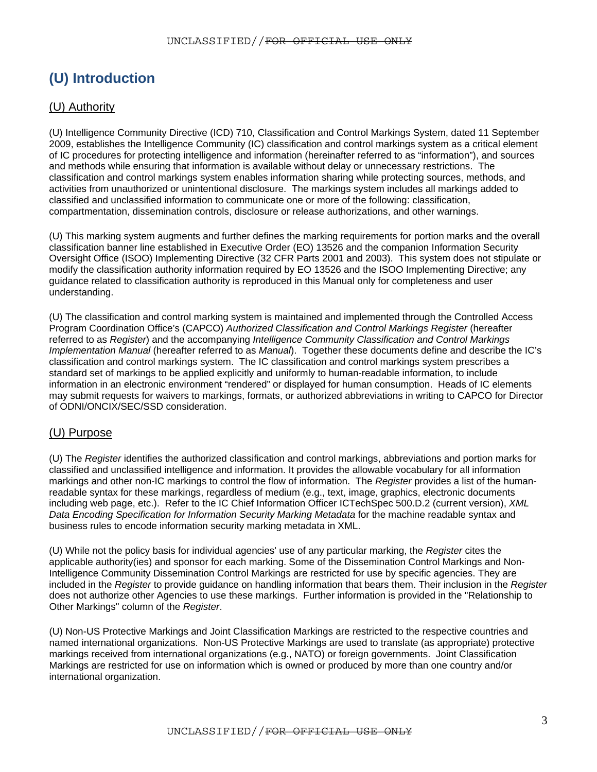# (U) Introduction

## (U) Authority

(U) Intelligence Community Directive (ICD) 710, Classification and Control Markings System, dated 11 September 2009, establishes the Intelligence Community (IC) classification and control markings system as a critical element of IC procedures for protecting intelligence and information (hereinafter referred to as "information"), and sources and methods while ensuring that information is available without delay or unnecessary restrictions. The classification and control markings system enables information sharing while protecting sources, methods, and activities from unauthorized or unintentional disclosure. The markings system includes all markings added to classified and unclassified information to communicate one or more of the following: classification, compartmentation, dissemination controls, disclosure or release authorizations, and other warnings.

(U) This marking system augments and further defines the marking requirements for portion marks and the overall classification banner line established in Executive Order (EO) 13526 and the companion Information Security Oversight Office (ISOO) Implementing Directive (32 CFR Parts 2001 and 2003). This system does not stipulate or modify the classification authority information required by EO 13526 and the ISOO Implementing Directive; any guidance related to classification authority is reproduced in this Manual only for completeness and user understanding.

(U) The classification and control marking system is maintained and implemented through the Controlled Access Program Coordination Office's (CAPCO) *Authorized Classification and Control Markings Register* (hereafter referred to as *Register*) and the accompanying *Intelligence Community Classification and Control Markings Implementation Manual* (hereafter referred to as *Manual*). Together these documents define and describe the IC's classification and control markings system. The IC classification and control markings system prescribes a standard set of markings to be applied explicitly and uniformly to human-readable information, to include information in an electronic environment "rendered" or displayed for human consumption. Heads of IC elements may submit requests for waivers to markings, formats, or authorized abbreviations in writing to CAPCO for Director of ODNI/ONCIX/SEC/SSD consideration.

## (U) Purpose

(U) The *Register* identifies the authorized classification and control markings, abbreviations and portion marks for classified and unclassified intelligence and information. It provides the allowable vocabulary for all information markings and other non-IC markings to control the flow of information. The *Register* provides a list of the human-readable syntax for these markings, regardless of medium (e.g., text, image, graphics, electronic documents including web page, etc.). Refer to the IC Chief Information Officer ICTechSpec 500.D.2 (current version), *XML Data Encoding Specification for Information Security Marking Metadata* for the machine readable syntax and business rules to encode information security marking metadata in XML.

(U) While not the policy basis for individual agencies' use of any particular marking, the *Register* cites the applicable authority(ies) and sponsor for each marking. Some of the Dissemination Control Markings and Non-Intelligence Community Dissemination Control Markings are restricted for use by specific agencies. They are included in the *Register* to provide guidance on handling information that bears them. Their inclusion in the *Register* does not authorize other Agencies to use these markings. Further information is provided in the "Relationship to Other Markings" column of the *Register*.

(U) Non-US Protective Markings and Joint Classification Markings are restricted to the respective countries and named international organizations. Non-US Protective Markings are used to translate (as appropriate) protective markings received from international organizations (e.g., NATO) or foreign governments. Joint Classification Markings are restricted for use on information which is owned or produced by more than one country and/or international organization.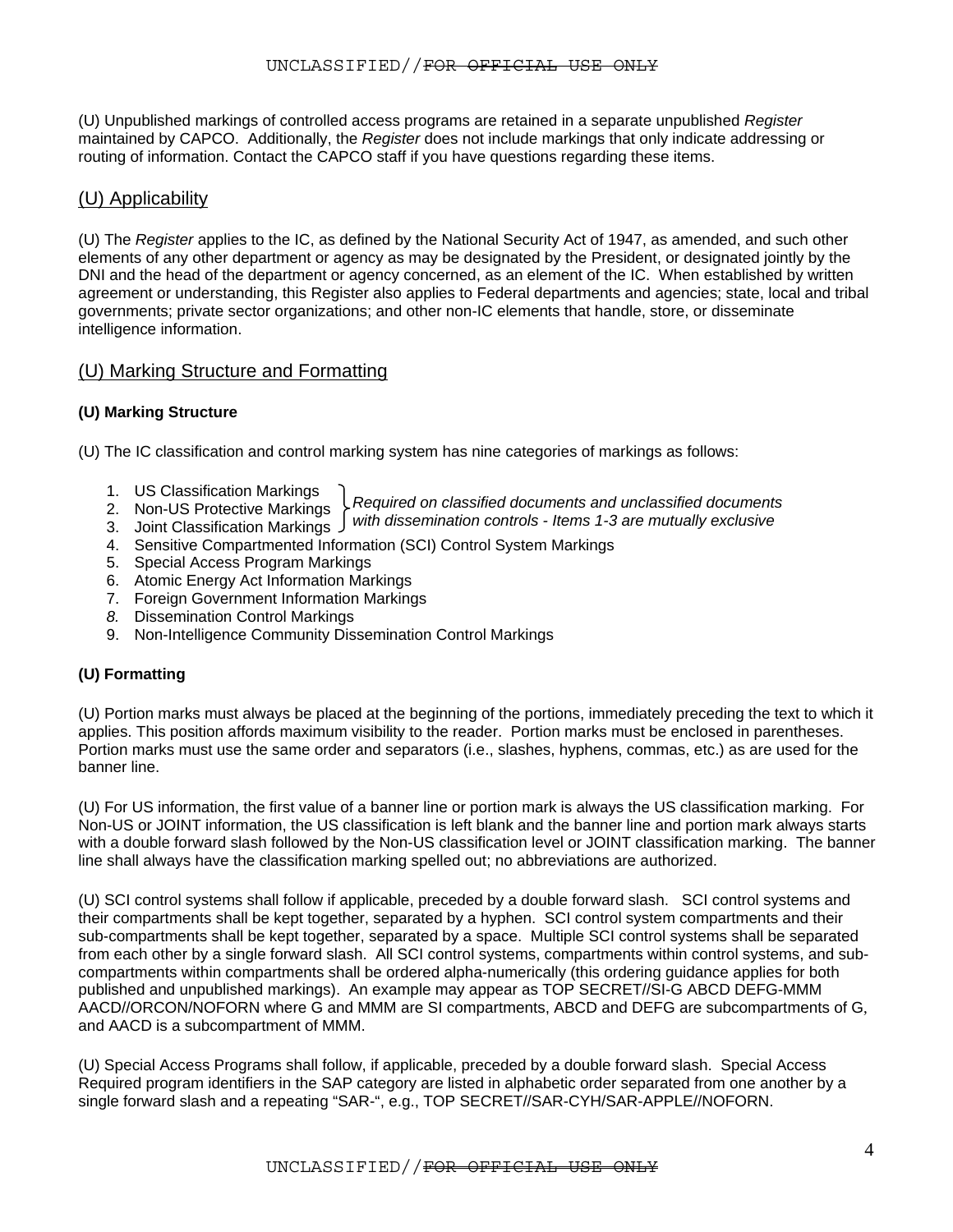(U) Unpublished markings of controlled access programs are retained in a separate unpublished *Register* maintained by CAPCO. Additionally, the *Register* does not include markings that only indicate addressing or routing of information. Contact the CAPCO staff if you have questions regarding these items.

## (U) Applicability

(U) The *Register* applies to the IC, as defined by the National Security Act of 1947, as amended, and such other elements of any other department or agency as may be designated by the President, or designated jointly by the DNI and the head of the department or agency concerned, as an element of the IC. When established by written agreement or understanding, this Register also applies to Federal departments and agencies; state, local and tribal governments; private sector organizations; and other non-IC elements that handle, store, or disseminate intelligence information.

## (U) Marking Structure and Formatting

### (U) Marking Structure

(U) The IC classification and control marking system has nine categories of markings as follows:

1. US Classification Markings
2. Non-US Protective Markings
3. Joint Classification Markings

*Items 1-3: Required on classified documents and unclassified documents with dissemination controls - Items 1-3 are mutually exclusive*

4. Sensitive Compartmented Information (SCI) Control System Markings
5. Special Access Program Markings
6. Atomic Energy Act Information Markings
7. Foreign Government Information Markings
8. Dissemination Control Markings
9. Non-Intelligence Community Dissemination Control Markings

### (U) Formatting

(U) Portion marks must always be placed at the beginning of the portions, immediately preceding the text to which it applies. This position affords maximum visibility to the reader. Portion marks must be enclosed in parentheses. Portion marks must use the same order and separators (i.e., slashes, hyphens, commas, etc.) as are used for the banner line.

(U) For US information, the first value of a banner line or portion mark is always the US classification marking. For Non-US or JOINT information, the US classification is left blank and the banner line and portion mark always starts with a double forward slash followed by the Non-US classification level or JOINT classification marking. The banner line shall always have the classification marking spelled out; no abbreviations are authorized.

(U) SCI control systems shall follow if applicable, preceded by a double forward slash. SCI control systems and their compartments shall be kept together, separated by a hyphen. SCI control system compartments and their sub-compartments shall be kept together, separated by a space. Multiple SCI control systems shall be separated from each other by a single forward slash. All SCI control systems, compartments within control systems, and sub-compartments within compartments shall be ordered alpha-numerically (this ordering guidance applies for both published and unpublished markings). An example may appear as TOP SECRET//SI-G ABCD DEFG-MMM AACD//ORCON/NOFORN where G and MMM are SI compartments, ABCD and DEFG are subcompartments of G, and AACD is a subcompartment of MMM.

(U) Special Access Programs shall follow, if applicable, preceded by a double forward slash. Special Access Required program identifiers in the SAP category are listed in alphabetic order separated from one another by a single forward slash and a repeating "SAR-", e.g., TOP SECRET//SAR-CYH/SAR-APPLE//NOFORN.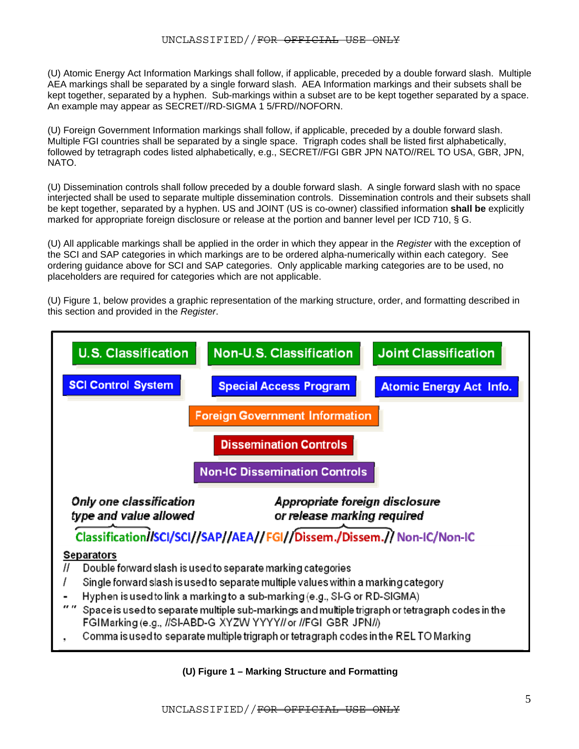(U) Atomic Energy Act Information Markings shall follow, if applicable, preceded by a double forward slash. Multiple AEA markings shall be separated by a single forward slash. AEA Information markings and their subsets shall be kept together, separated by a hyphen. Sub-markings within a subset are to be kept together separated by a space. An example may appear as SECRET//RD-SIGMA 1 5/FRD//NOFORN.

(U) Foreign Government Information markings shall follow, if applicable, preceded by a double forward slash. Multiple FGI countries shall be separated by a single space. Trigraph codes shall be listed first alphabetically, followed by tetragraph codes listed alphabetically, e.g., SECRET//FGI GBR JPN NATO//REL TO USA, GBR, JPN, NATO.

(U) Dissemination controls shall follow preceded by a double forward slash. A single forward slash with no space interjected shall be used to separate multiple dissemination controls. Dissemination controls and their subsets shall be kept together, separated by a hyphen. US and JOINT (US is co-owner) classified information **shall be** explicitly marked for appropriate foreign disclosure or release at the portion and banner level per ICD 710, § G.

(U) All applicable markings shall be applied in the order in which they appear in the *Register* with the exception of the SCI and SAP categories in which markings are to be ordered alpha-numerically within each category. See ordering guidance above for SCI and SAP categories. Only applicable marking categories are to be used, no placeholders are required for categories which are not applicable.

(U) Figure 1, below provides a graphic representation of the marking structure, order, and formatting described in this section and provided in the *Register*.

U.S. Classification | Non-U.S. Classification | Joint Classification

SCI Control System | Special Access Program | Atomic Energy Act Info.

Foreign Government Information

Dissemination Controls

Non-IC Dissemination Controls

*Only one classification type and value allowed*

*Appropriate foreign disclosure or release marking required*

Classification//SCI/SCI//SAP//AEA//FGI//Dissem./Dissem.// Non-IC/Non-IC

**Separators**

- // Double forward slash is used to separate marking categories
- / Single forward slash is used to separate multiple values within a marking category
- \- Hyphen is used to link a marking to a sub-marking (e.g., SI-G or RD-SIGMA)
- " " Space is used to separate multiple sub-markings and multiple trigraph or tetragraph codes in the FGI Marking (e.g., //SI-ABD-G XYZW YYYY// or //FGI GBR JPN//)
- , Comma is used to separate multiple trigraph or tetragraph codes in the REL TO Marking

**(U) Figure 1 – Marking Structure and Formatting**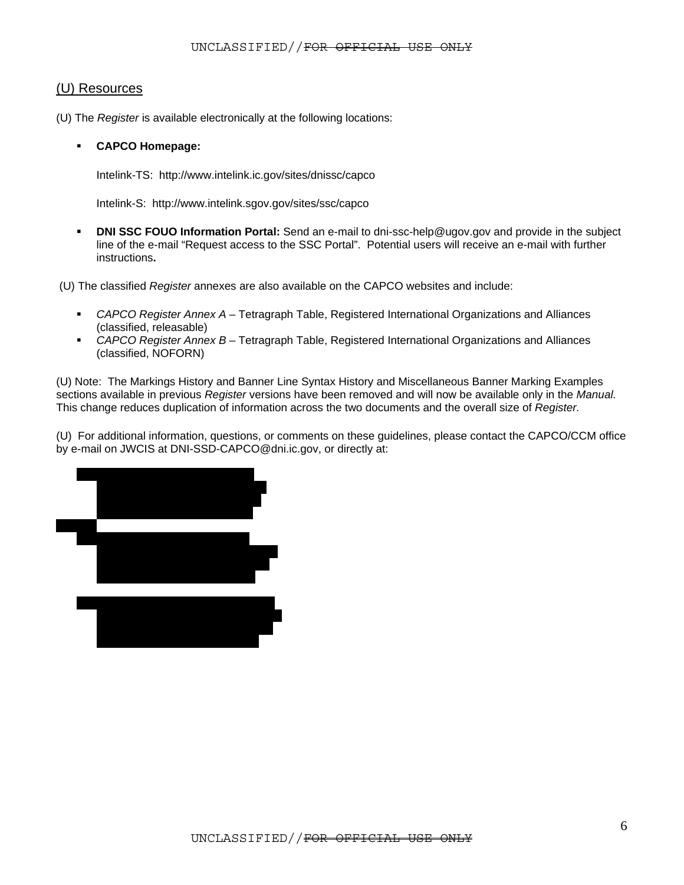## (U) Resources

(U) The *Register* is available electronically at the following locations:

- **CAPCO Homepage:**

  Intelink-TS: http://www.intelink.ic.gov/sites/dnissc/capco

  Intelink-S: http://www.intelink.sgov.gov/sites/ssc/capco

- **DNI SSC FOUO Information Portal:** Send an e-mail to dni-ssc-help@ugov.gov and provide in the subject line of the e-mail "Request access to the SSC Portal". Potential users will receive an e-mail with further instructions**.**

(U) The classified *Register* annexes are also available on the CAPCO websites and include:

- *CAPCO Register Annex A* – Tetragraph Table, Registered International Organizations and Alliances (classified, releasable)
- *CAPCO Register Annex B* – Tetragraph Table, Registered International Organizations and Alliances (classified, NOFORN)

(U) Note: The Markings History and Banner Line Syntax History and Miscellaneous Banner Marking Examples sections available in previous *Register* versions have been removed and will now be available only in the *Manual.* This change reduces duplication of information across the two documents and the overall size of *Register.*

(U) For additional information, questions, or comments on these guidelines, please contact the CAPCO/CCM office by e-mail on JWCIS at DNI-SSD-CAPCO@dni.ic.gov, or directly at: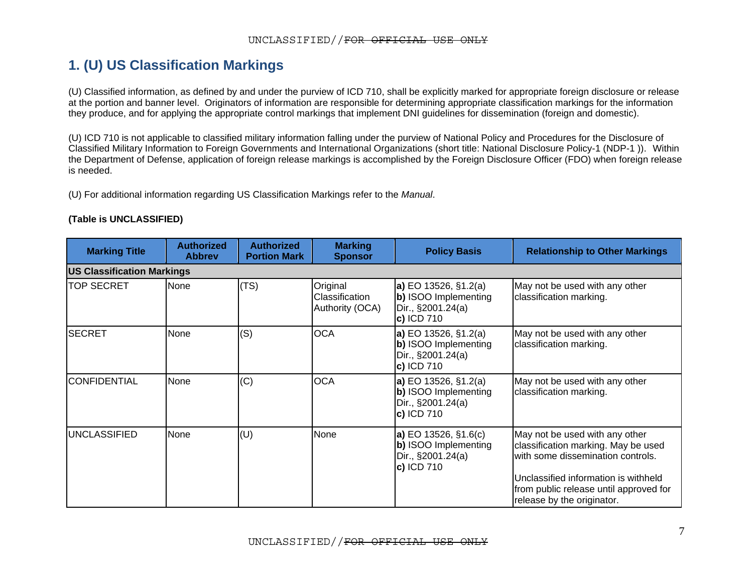# 1. (U) US Classification Markings

(U) Classified information, as defined by and under the purview of ICD 710, shall be explicitly marked for appropriate foreign disclosure or release at the portion and banner level. Originators of information are responsible for determining appropriate classification markings for the information they produce, and for applying the appropriate control markings that implement DNI guidelines for dissemination (foreign and domestic).

(U) ICD 710 is not applicable to classified military information falling under the purview of National Policy and Procedures for the Disclosure of Classified Military Information to Foreign Governments and International Organizations (short title: National Disclosure Policy-1 (NDP-1 )). Within the Department of Defense, application of foreign release markings is accomplished by the Foreign Disclosure Officer (FDO) when foreign release is needed.

(U) For additional information regarding US Classification Markings refer to the *Manual*.

**(Table is UNCLASSIFIED)**

| Marking Title | Authorized Abbrev | Authorized Portion Mark | Marking Sponsor | Policy Basis | Relationship to Other Markings |
|---|---|---|---|---|---|
| **US Classification Markings** | | | | | |
| TOP SECRET | None | (TS) | Original Classification Authority (OCA) | **a)** EO 13526, §1.2(a)<br>**b)** ISOO Implementing Dir., §2001.24(a)<br>**c)** ICD 710 | May not be used with any other classification marking. |
| SECRET | None | (S) | OCA | **a)** EO 13526, §1.2(a)<br>**b)** ISOO Implementing Dir., §2001.24(a)<br>**c)** ICD 710 | May not be used with any other classification marking. |
| CONFIDENTIAL | None | (C) | OCA | **a)** EO 13526, §1.2(a)<br>**b)** ISOO Implementing Dir., §2001.24(a)<br>**c)** ICD 710 | May not be used with any other classification marking. |
| UNCLASSIFIED | None | (U) | None | **a)** EO 13526, §1.6(c)<br>**b)** ISOO Implementing Dir., §2001.24(a)<br>**c)** ICD 710 | May not be used with any other classification marking. May be used with some dissemination controls.<br><br>Unclassified information is withheld from public release until approved for release by the originator. |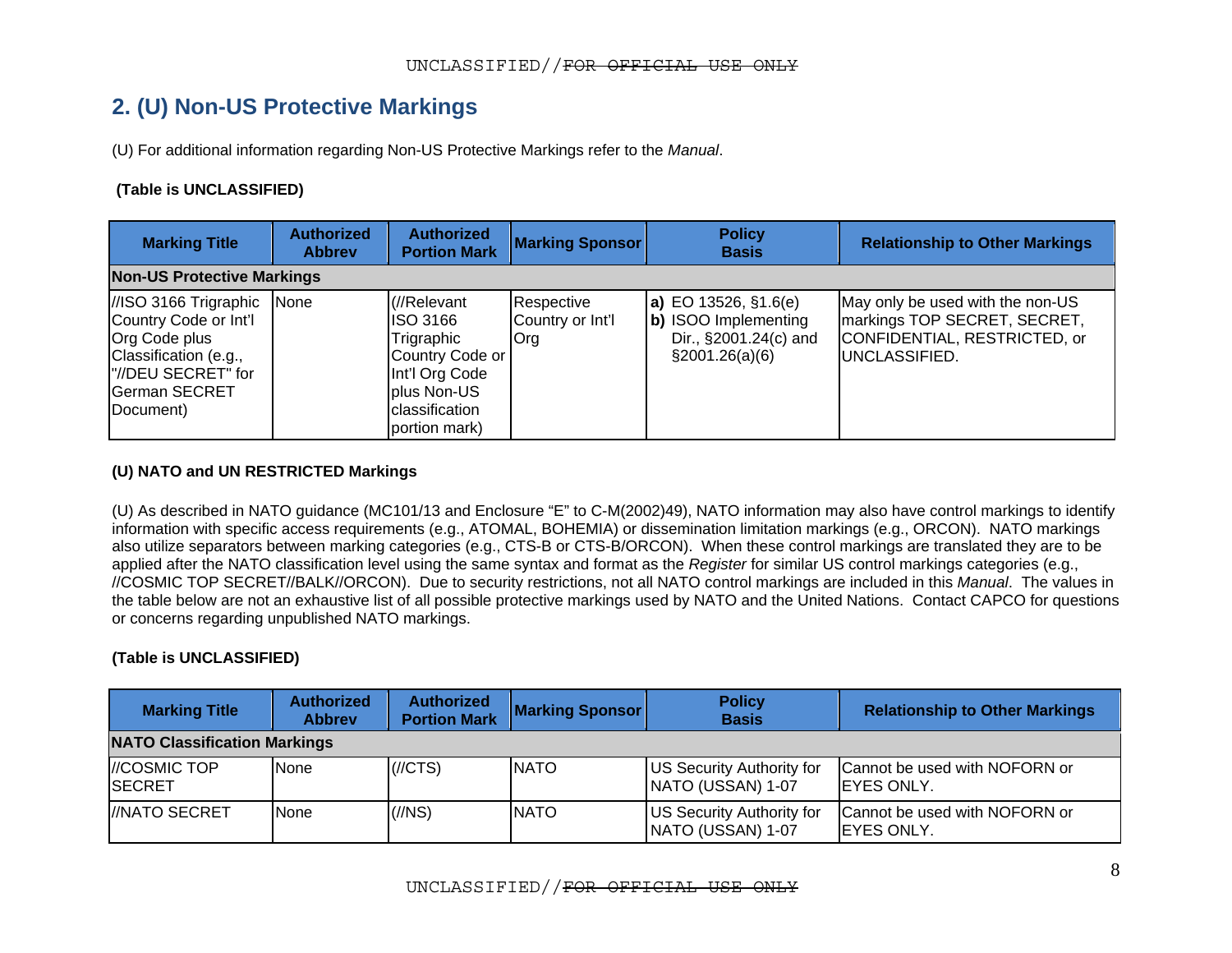## 2. (U) Non-US Protective Markings

(U) For additional information regarding Non-US Protective Markings refer to the *Manual*.

**(Table is UNCLASSIFIED)**

| Marking Title | Authorized Abbrev | Authorized Portion Mark | Marking Sponsor | Policy Basis | Relationship to Other Markings |
|---|---|---|---|---|---|
| **Non-US Protective Markings** | | | | | |
| //ISO 3166 Trigraphic Country Code or Int'l Org Code plus Classification (e.g., "//DEU SECRET" for German SECRET Document) | None | (//Relevant ISO 3166 Trigraphic Country Code or Int'l Org Code plus Non-US classification portion mark) | Respective Country or Int'l Org | **a)** EO 13526, §1.6(e) **b)** ISOO Implementing Dir., §2001.24(c) and §2001.26(a)(6) | May only be used with the non-US markings TOP SECRET, SECRET, CONFIDENTIAL, RESTRICTED, or UNCLASSIFIED. |

**(U) NATO and UN RESTRICTED Markings**

(U) As described in NATO guidance (MC101/13 and Enclosure "E" to C-M(2002)49), NATO information may also have control markings to identify information with specific access requirements (e.g., ATOMAL, BOHEMIA) or dissemination limitation markings (e.g., ORCON). NATO markings also utilize separators between marking categories (e.g., CTS-B or CTS-B/ORCON). When these control markings are translated they are to be applied after the NATO classification level using the same syntax and format as the *Register* for similar US control markings categories (e.g., //COSMIC TOP SECRET//BALK//ORCON). Due to security restrictions, not all NATO control markings are included in this *Manual*. The values in the table below are not an exhaustive list of all possible protective markings used by NATO and the United Nations. Contact CAPCO for questions or concerns regarding unpublished NATO markings.

**(Table is UNCLASSIFIED)**

| Marking Title | Authorized Abbrev | Authorized Portion Mark | Marking Sponsor | Policy Basis | Relationship to Other Markings |
|---|---|---|---|---|---|
| **NATO Classification Markings** | | | | | |
| //COSMIC TOP SECRET | None | (//CTS) | NATO | US Security Authority for NATO (USSAN) 1-07 | Cannot be used with NOFORN or EYES ONLY. |
| //NATO SECRET | None | (//NS) | NATO | US Security Authority for NATO (USSAN) 1-07 | Cannot be used with NOFORN or EYES ONLY. |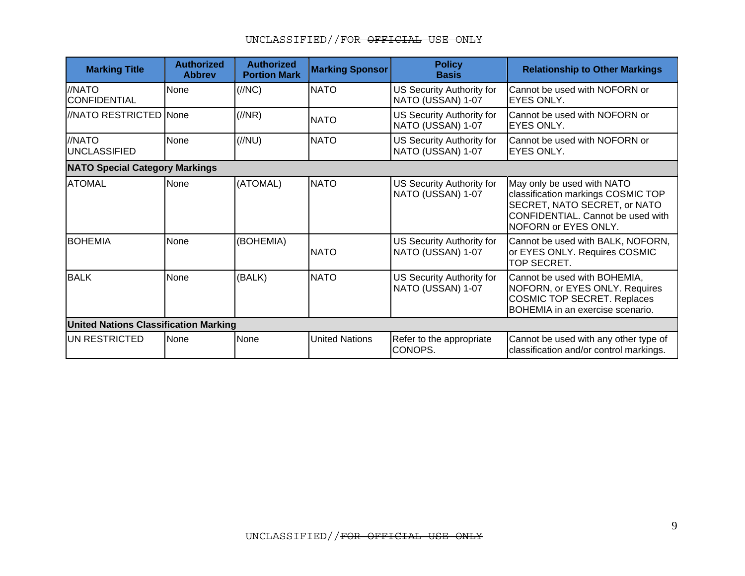| Marking Title | Authorized Abbrev | Authorized Portion Mark | Marking Sponsor | Policy Basis | Relationship to Other Markings |
|---|---|---|---|---|---|
| //NATO CONFIDENTIAL | None | (//NC) | NATO | US Security Authority for NATO (USSAN) 1-07 | Cannot be used with NOFORN or EYES ONLY. |
| //NATO RESTRICTED | None | (//NR) | NATO | US Security Authority for NATO (USSAN) 1-07 | Cannot be used with NOFORN or EYES ONLY. |
| //NATO UNCLASSIFIED | None | (//NU) | NATO | US Security Authority for NATO (USSAN) 1-07 | Cannot be used with NOFORN or EYES ONLY. |
| **NATO Special Category Markings** | | | | | |
| ATOMAL | None | (ATOMAL) | NATO | US Security Authority for NATO (USSAN) 1-07 | May only be used with NATO classification markings COSMIC TOP SECRET, NATO SECRET, or NATO CONFIDENTIAL. Cannot be used with NOFORN or EYES ONLY. |
| BOHEMIA | None | (BOHEMIA) | NATO | US Security Authority for NATO (USSAN) 1-07 | Cannot be used with BALK, NOFORN, or EYES ONLY. Requires COSMIC TOP SECRET. |
| BALK | None | (BALK) | NATO | US Security Authority for NATO (USSAN) 1-07 | Cannot be used with BOHEMIA, NOFORN, or EYES ONLY. Requires COSMIC TOP SECRET. Replaces BOHEMIA in an exercise scenario. |
| **United Nations Classification Marking** | | | | | |
| UN RESTRICTED | None | None | United Nations | Refer to the appropriate CONOPS. | Cannot be used with any other type of classification and/or control markings. |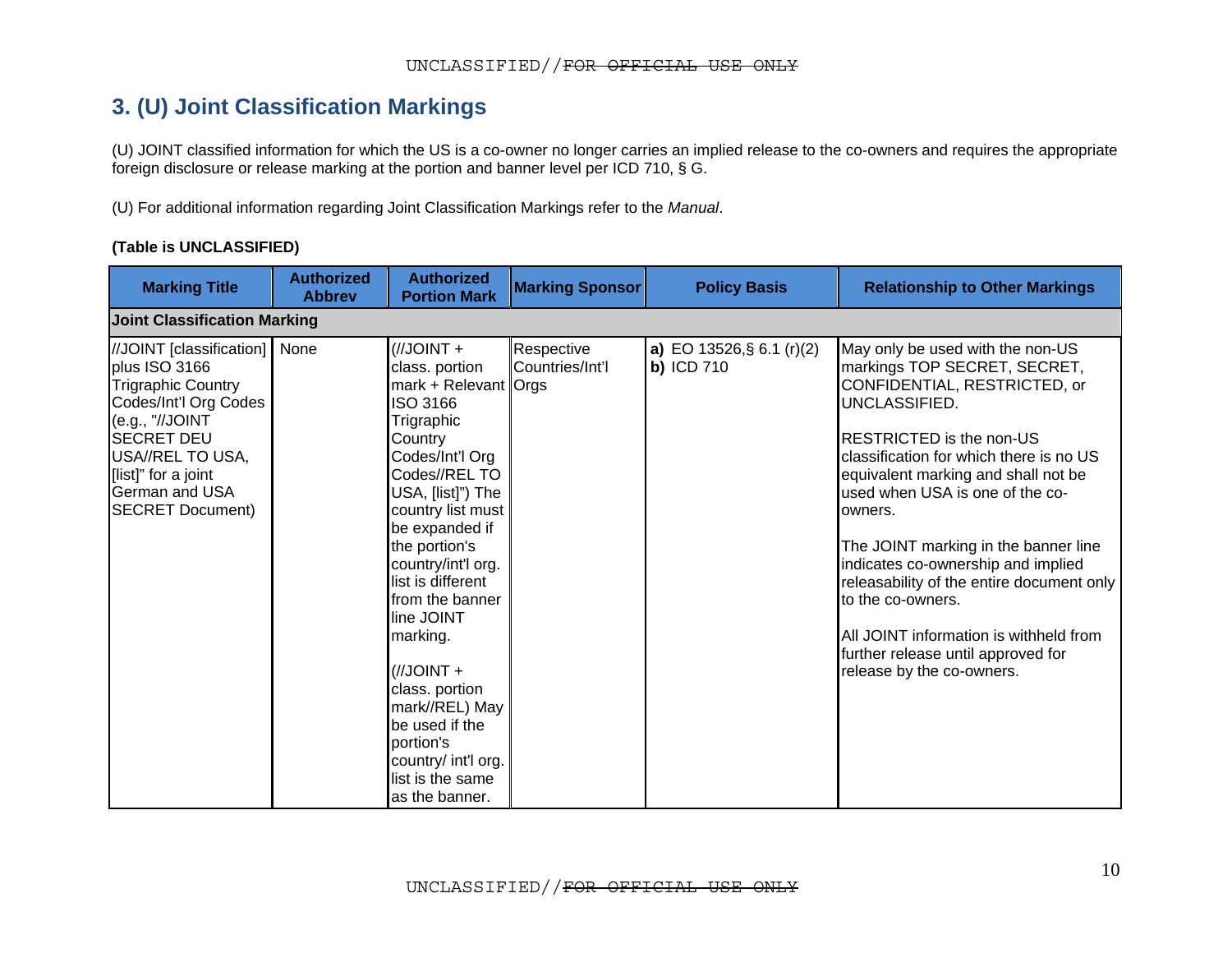## 3. (U) Joint Classification Markings

(U) JOINT classified information for which the US is a co-owner no longer carries an implied release to the co-owners and requires the appropriate foreign disclosure or release marking at the portion and banner level per ICD 710, § G.

(U) For additional information regarding Joint Classification Markings refer to the *Manual*.

**(Table is UNCLASSIFIED)**

| Marking Title | Authorized Abbrev | Authorized Portion Mark | Marking Sponsor | Policy Basis | Relationship to Other Markings |
|---|---|---|---|---|---|
| **Joint Classification Marking** | | | | | |
| //JOINT [classification] plus ISO 3166 Trigraphic Country Codes/Int'l Org Codes (e.g., "//JOINT SECRET DEU USA//REL TO USA, [list]" for a joint German and USA SECRET Document) | None | (//JOINT + class. portion mark + Relevant ISO 3166 Trigraphic Country Codes/Int'l Org Codes//REL TO USA, [list]") The country list must be expanded if the portion's country/int'l org. list is different from the banner line JOINT marking.<br><br>(//JOINT + class. portion mark//REL) May be used if the portion's country/ int'l org. list is the same as the banner. | Respective Countries/Int'l Orgs | **a)** EO 13526,§ 6.1 (r)(2)<br>**b)** ICD 710 | May only be used with the non-US markings TOP SECRET, SECRET, CONFIDENTIAL, RESTRICTED, or UNCLASSIFIED.<br><br>RESTRICTED is the non-US classification for which there is no US equivalent marking and shall not be used when USA is one of the co-owners.<br><br>The JOINT marking in the banner line indicates co-ownership and implied releasability of the entire document only to the co-owners.<br><br>All JOINT information is withheld from further release until approved for release by the co-owners. |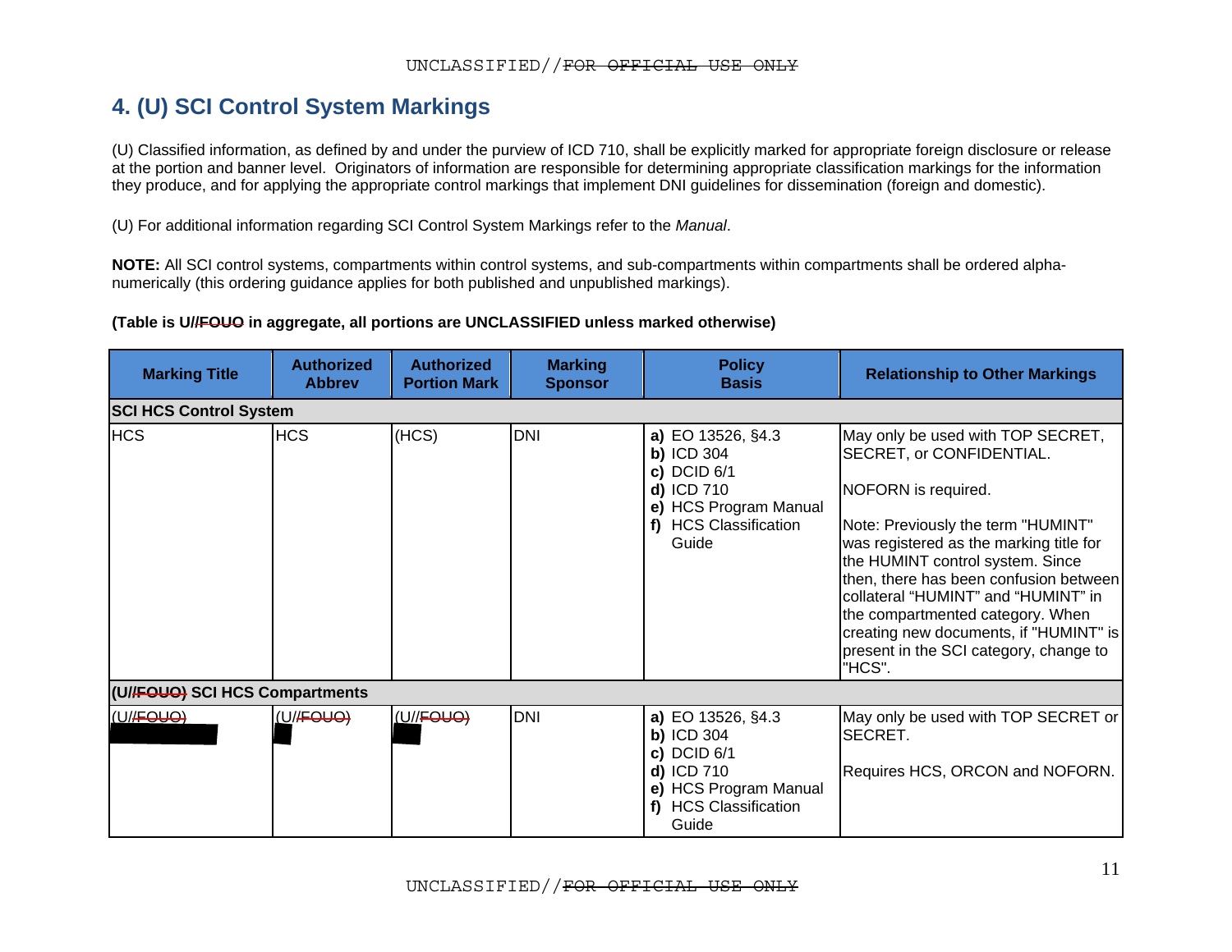# 4. (U) SCI Control System Markings

(U) Classified information, as defined by and under the purview of ICD 710, shall be explicitly marked for appropriate foreign disclosure or release at the portion and banner level. Originators of information are responsible for determining appropriate classification markings for the information they produce, and for applying the appropriate control markings that implement DNI guidelines for dissemination (foreign and domestic).

(U) For additional information regarding SCI Control System Markings refer to the *Manual*.

**NOTE:** All SCI control systems, compartments within control systems, and sub-compartments within compartments shall be ordered alpha-numerically (this ordering guidance applies for both published and unpublished markings).

**(Table is U//~~FOUO~~ in aggregate, all portions are UNCLASSIFIED unless marked otherwise)**

| Marking Title | Authorized Abbrev | Authorized Portion Mark | Marking Sponsor | Policy Basis | Relationship to Other Markings |
|---|---|---|---|---|---|
| **SCI HCS Control System** | | | | | |
| HCS | HCS | (HCS) | DNI | **a)** EO 13526, §4.3<br>**b)** ICD 304<br>**c)** DCID 6/1<br>**d)** ICD 710<br>**e)** HCS Program Manual<br>**f)** HCS Classification Guide | May only be used with TOP SECRET, SECRET, or CONFIDENTIAL.<br><br>NOFORN is required.<br><br>Note: Previously the term "HUMINT" was registered as the marking title for the HUMINT control system. Since then, there has been confusion between collateral "HUMINT" and "HUMINT" in the compartmented category. When creating new documents, if "HUMINT" is present in the SCI category, change to "HCS". |
| **(U//~~FOUO~~) SCI HCS Compartments** | | | | | |
| (U//~~FOUO~~) [REDACTED] | (U//~~FOUO~~) [REDACTED] | (U//~~FOUO~~) [REDACTED] | DNI | **a)** EO 13526, §4.3<br>**b)** ICD 304<br>**c)** DCID 6/1<br>**d)** ICD 710<br>**e)** HCS Program Manual<br>**f)** HCS Classification Guide | May only be used with TOP SECRET or SECRET.<br><br>Requires HCS, ORCON and NOFORN. |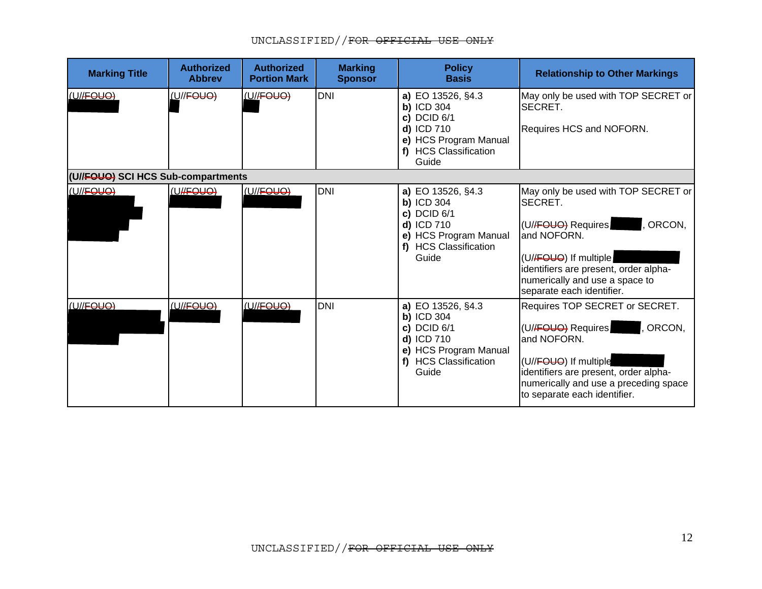| Marking Title | Authorized Abbrev | Authorized Portion Mark | Marking Sponsor | Policy Basis | Relationship to Other Markings |
|---|---|---|---|---|---|
| (U//~~FOUO~~) | (U//~~FOUO~~) | (U//~~FOUO~~) | DNI | **a)** EO 13526, §4.3 **b)** ICD 304 **c)** DCID 6/1 **d)** ICD 710 **e)** HCS Program Manual **f)** HCS Classification Guide | May only be used with TOP SECRET or SECRET. Requires HCS and NOFORN. |
| **(U//~~FOUO~~) SCI HCS Sub-compartments** | | | | | |
| (U//~~FOUO~~) | (U//~~FOUO~~) | (U//~~FOUO~~) | DNI | **a)** EO 13526, §4.3 **b)** ICD 304 **c)** DCID 6/1 **d)** ICD 710 **e)** HCS Program Manual **f)** HCS Classification Guide | May only be used with TOP SECRET or SECRET. (U//~~FOUO~~) Requires , ORCON, and NOFORN. (U//~~FOUO~~) If multiple identifiers are present, order alpha-numerically and use a space to separate each identifier. |
| (U//~~FOUO~~) | (U//~~FOUO~~) | (U//~~FOUO~~) | DNI | **a)** EO 13526, §4.3 **b)** ICD 304 **c)** DCID 6/1 **d)** ICD 710 **e)** HCS Program Manual **f)** HCS Classification Guide | Requires TOP SECRET or SECRET. (U//~~FOUO~~) Requires , ORCON, and NOFORN. (U//~~FOUO~~) If multiple identifiers are present, order alpha-numerically and use a preceding space to separate each identifier. |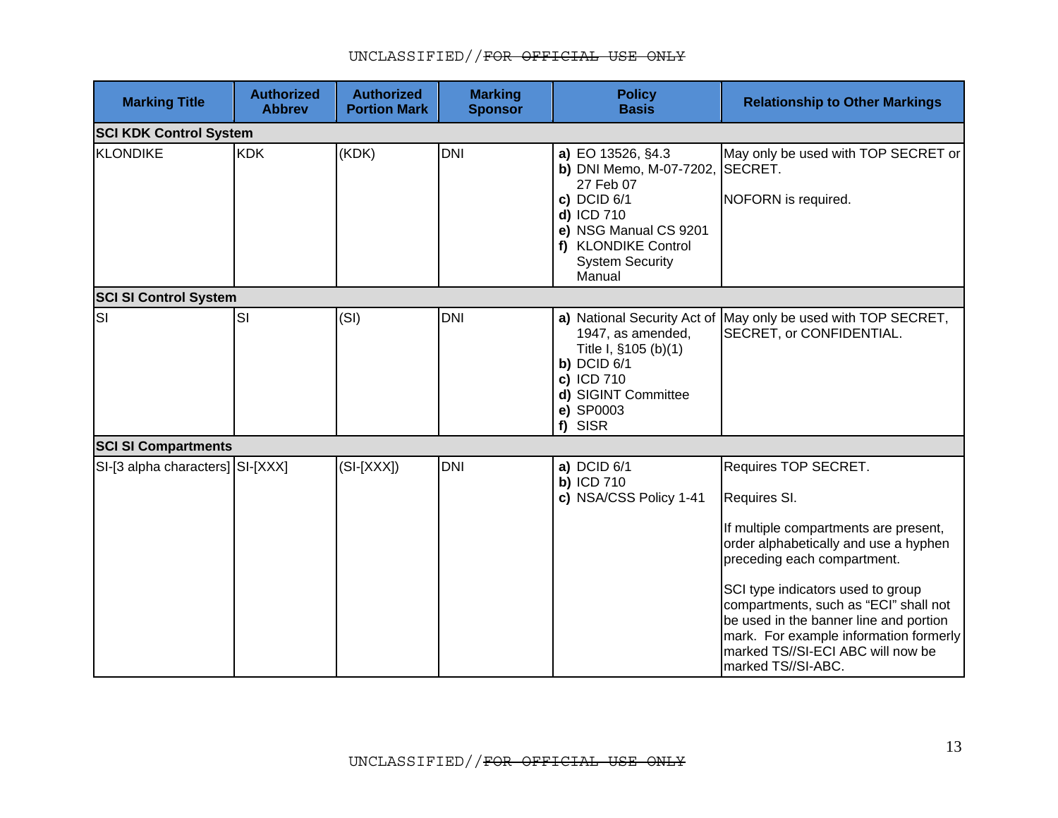| Marking Title | Authorized Abbrev | Authorized Portion Mark | Marking Sponsor | Policy Basis | Relationship to Other Markings |
|---|---|---|---|---|---|
| **SCI KDK Control System** | | | | | |
| KLONDIKE | KDK | (KDK) | DNI | **a)** EO 13526, §4.3<br>**b)** DNI Memo, M-07-7202, 27 Feb 07<br>**c)** DCID 6/1<br>**d)** ICD 710<br>**e)** NSG Manual CS 9201<br>**f)** KLONDIKE Control System Security Manual | May only be used with TOP SECRET or SECRET.<br><br>NOFORN is required. |
| **SCI SI Control System** | | | | | |
| SI | SI | (SI) | DNI | **a)** National Security Act of 1947, as amended, Title I, §105 (b)(1)<br>**b)** DCID 6/1<br>**c)** ICD 710<br>**d)** SIGINT Committee<br>**e)** SP0003<br>**f)** SISR | May only be used with TOP SECRET, SECRET, or CONFIDENTIAL. |
| **SCI SI Compartments** | | | | | |
| SI-[3 alpha characters] | SI-[XXX] | (SI-[XXX]) | DNI | **a)** DCID 6/1<br>**b)** ICD 710<br>**c)** NSA/CSS Policy 1-41 | Requires TOP SECRET.<br><br>Requires SI.<br><br>If multiple compartments are present, order alphabetically and use a hyphen preceding each compartment.<br><br>SCI type indicators used to group compartments, such as "ECI" shall not be used in the banner line and portion mark. For example information formerly marked TS//SI-ECI ABC will now be marked TS//SI-ABC. |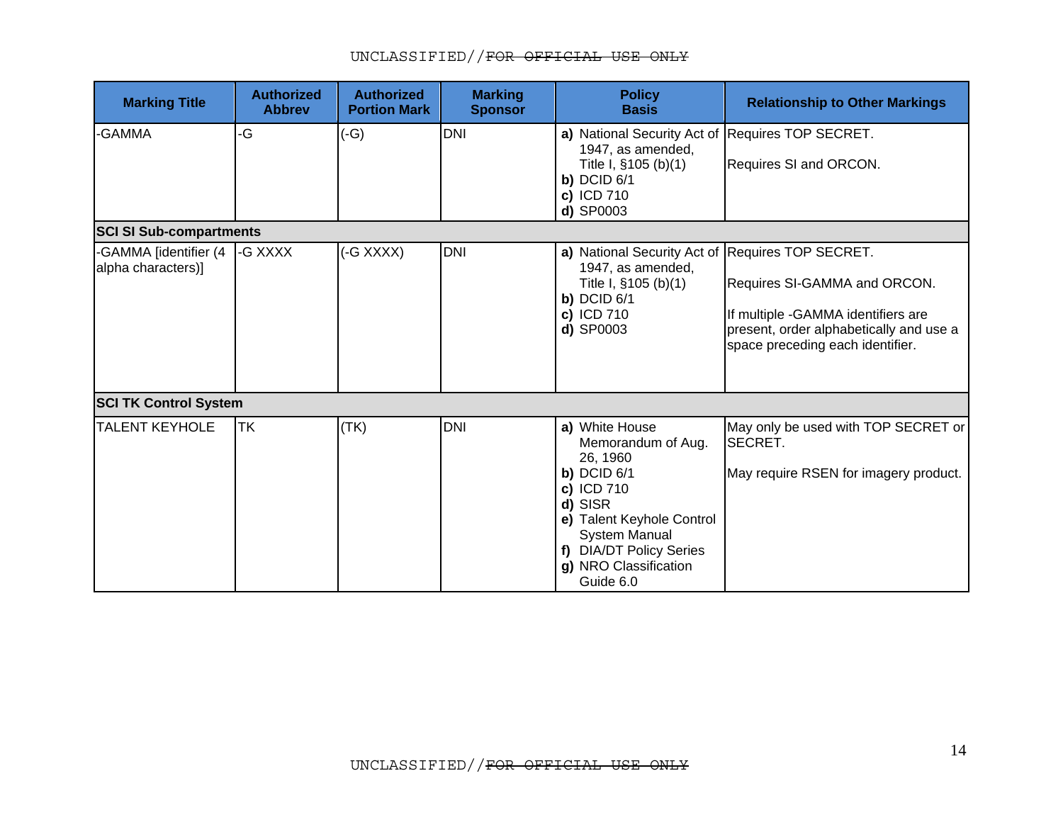| Marking Title | Authorized Abbrev | Authorized Portion Mark | Marking Sponsor | Policy Basis | Relationship to Other Markings |
|---|---|---|---|---|---|
| -GAMMA | -G | (-G) | DNI | **a)** National Security Act of 1947, as amended, Title I, §105 (b)(1)<br>**b)** DCID 6/1<br>**c)** ICD 710<br>**d)** SP0003 | Requires TOP SECRET.<br><br>Requires SI and ORCON. |
| **SCI SI Sub-compartments** | | | | | |
| -GAMMA [identifier (4 alpha characters)] | -G XXXX | (-G XXXX) | DNI | **a)** National Security Act of 1947, as amended, Title I, §105 (b)(1)<br>**b)** DCID 6/1<br>**c)** ICD 710<br>**d)** SP0003 | Requires TOP SECRET.<br><br>Requires SI-GAMMA and ORCON.<br><br>If multiple -GAMMA identifiers are present, order alphabetically and use a space preceding each identifier. |
| **SCI TK Control System** | | | | | |
| TALENT KEYHOLE | TK | (TK) | DNI | **a)** White House Memorandum of Aug. 26, 1960<br>**b)** DCID 6/1<br>**c)** ICD 710<br>**d)** SISR<br>**e)** Talent Keyhole Control System Manual<br>**f)** DIA/DT Policy Series<br>**g)** NRO Classification Guide 6.0 | May only be used with TOP SECRET or SECRET.<br><br>May require RSEN for imagery product. |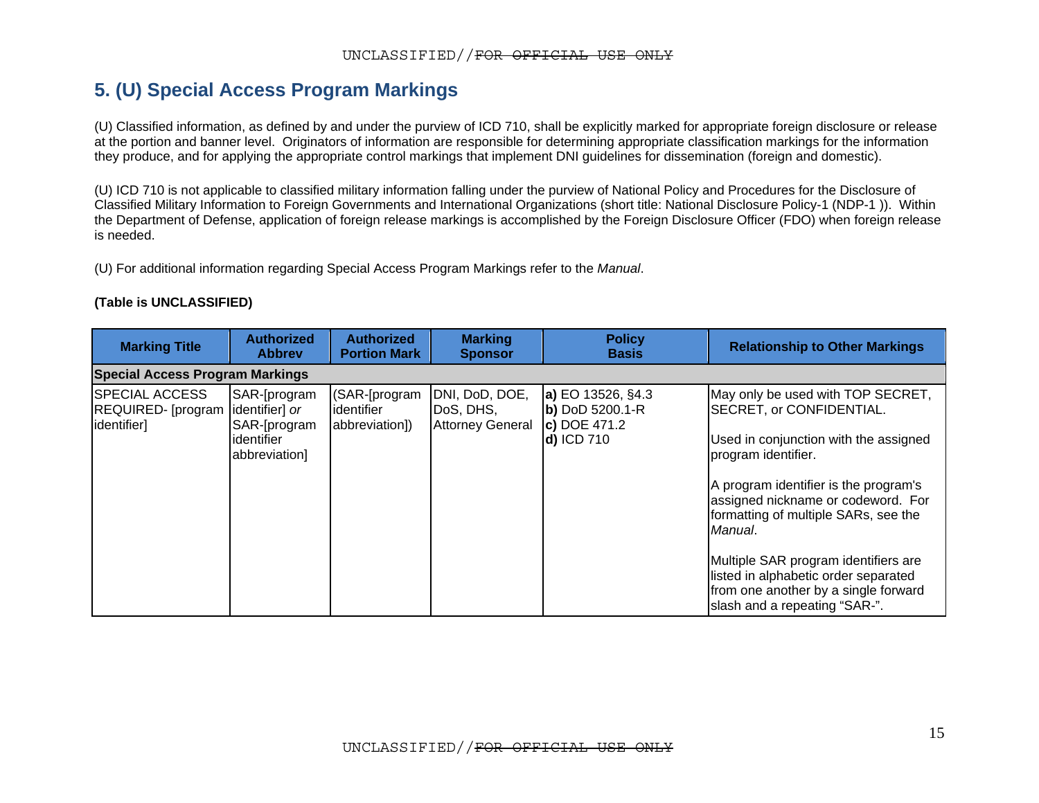## 5. (U) Special Access Program Markings

(U) Classified information, as defined by and under the purview of ICD 710, shall be explicitly marked for appropriate foreign disclosure or release at the portion and banner level. Originators of information are responsible for determining appropriate classification markings for the information they produce, and for applying the appropriate control markings that implement DNI guidelines for dissemination (foreign and domestic).

(U) ICD 710 is not applicable to classified military information falling under the purview of National Policy and Procedures for the Disclosure of Classified Military Information to Foreign Governments and International Organizations (short title: National Disclosure Policy-1 (NDP-1 )). Within the Department of Defense, application of foreign release markings is accomplished by the Foreign Disclosure Officer (FDO) when foreign release is needed.

(U) For additional information regarding Special Access Program Markings refer to the *Manual*.

**(Table is UNCLASSIFIED)**

| Marking Title | Authorized Abbrev | Authorized Portion Mark | Marking Sponsor | Policy Basis | Relationship to Other Markings |
|---|---|---|---|---|---|
| **Special Access Program Markings** | | | | | |
| SPECIAL ACCESS REQUIRED- [program identifier] | SAR-[program identifier] *or* SAR-[program identifier abbreviation] | (SAR-[program identifier abbreviation]) | DNI, DoD, DOE, DoS, DHS, Attorney General | **a)** EO 13526, §4.3<br>**b)** DoD 5200.1-R<br>**c)** DOE 471.2<br>**d)** ICD 710 | May only be used with TOP SECRET, SECRET, or CONFIDENTIAL.<br><br>Used in conjunction with the assigned program identifier.<br><br>A program identifier is the program's assigned nickname or codeword. For formatting of multiple SARs, see the *Manual*.<br><br>Multiple SAR program identifiers are listed in alphabetic order separated from one another by a single forward slash and a repeating "SAR-". |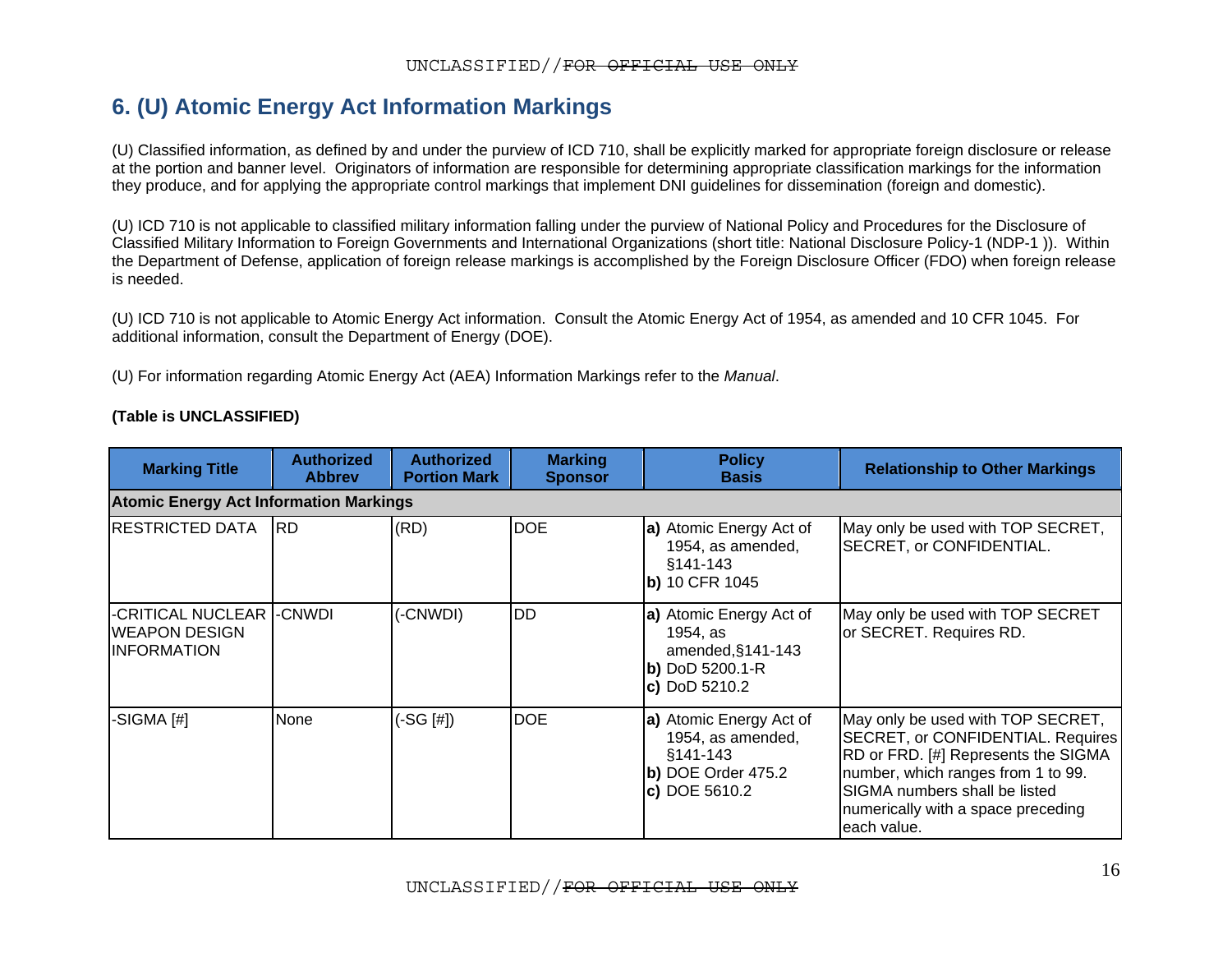## 6. (U) Atomic Energy Act Information Markings

(U) Classified information, as defined by and under the purview of ICD 710, shall be explicitly marked for appropriate foreign disclosure or release at the portion and banner level. Originators of information are responsible for determining appropriate classification markings for the information they produce, and for applying the appropriate control markings that implement DNI guidelines for dissemination (foreign and domestic).

(U) ICD 710 is not applicable to classified military information falling under the purview of National Policy and Procedures for the Disclosure of Classified Military Information to Foreign Governments and International Organizations (short title: National Disclosure Policy-1 (NDP-1 )). Within the Department of Defense, application of foreign release markings is accomplished by the Foreign Disclosure Officer (FDO) when foreign release is needed.

(U) ICD 710 is not applicable to Atomic Energy Act information. Consult the Atomic Energy Act of 1954, as amended and 10 CFR 1045. For additional information, consult the Department of Energy (DOE).

(U) For information regarding Atomic Energy Act (AEA) Information Markings refer to the *Manual*.

**(Table is UNCLASSIFIED)**

| Marking Title | Authorized Abbrev | Authorized Portion Mark | Marking Sponsor | Policy Basis | Relationship to Other Markings |
|---|---|---|---|---|---|
| **Atomic Energy Act Information Markings** | | | | | |
| RESTRICTED DATA | RD | (RD) | DOE | **a)** Atomic Energy Act of 1954, as amended, §141-143<br>**b)** 10 CFR 1045 | May only be used with TOP SECRET, SECRET, or CONFIDENTIAL. |
| -CRITICAL NUCLEAR WEAPON DESIGN INFORMATION | -CNWDI | (-CNWDI) | DD | **a)** Atomic Energy Act of 1954, as amended,§141-143<br>**b)** DoD 5200.1-R<br>**c)** DoD 5210.2 | May only be used with TOP SECRET or SECRET. Requires RD. |
| -SIGMA [#] | None | (-SG [#]) | DOE | **a)** Atomic Energy Act of 1954, as amended, §141-143<br>**b)** DOE Order 475.2<br>**c)** DOE 5610.2 | May only be used with TOP SECRET, SECRET, or CONFIDENTIAL. Requires RD or FRD. [#] Represents the SIGMA number, which ranges from 1 to 99. SIGMA numbers shall be listed numerically with a space preceding each value. |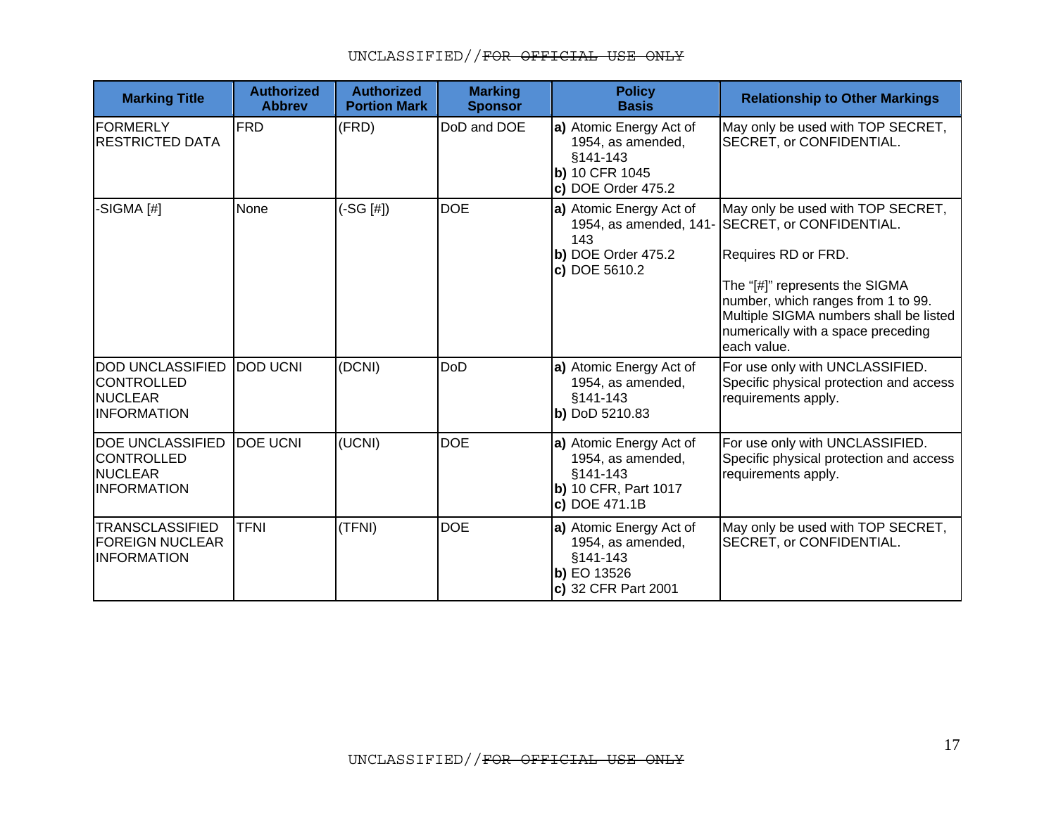| Marking Title | Authorized Abbrev | Authorized Portion Mark | Marking Sponsor | Policy Basis | Relationship to Other Markings |
|---|---|---|---|---|---|
| FORMERLY RESTRICTED DATA | FRD | (FRD) | DoD and DOE | **a)** Atomic Energy Act of 1954, as amended, §141-143<br>**b)** 10 CFR 1045<br>**c)** DOE Order 475.2 | May only be used with TOP SECRET, SECRET, or CONFIDENTIAL. |
| -SIGMA [#] | None | (-SG [#]) | DOE | **a)** Atomic Energy Act of 1954, as amended, 141-143<br>**b)** DOE Order 475.2<br>**c)** DOE 5610.2 | May only be used with TOP SECRET, SECRET, or CONFIDENTIAL.<br><br>Requires RD or FRD.<br><br>The "[#]" represents the SIGMA number, which ranges from 1 to 99. Multiple SIGMA numbers shall be listed numerically with a space preceding each value. |
| DOD UNCLASSIFIED CONTROLLED NUCLEAR INFORMATION | DOD UCNI | (DCNI) | DoD | **a)** Atomic Energy Act of 1954, as amended, §141-143<br>**b)** DoD 5210.83 | For use only with UNCLASSIFIED. Specific physical protection and access requirements apply. |
| DOE UNCLASSIFIED CONTROLLED NUCLEAR INFORMATION | DOE UCNI | (UCNI) | DOE | **a)** Atomic Energy Act of 1954, as amended, §141-143<br>**b)** 10 CFR, Part 1017<br>**c)** DOE 471.1B | For use only with UNCLASSIFIED. Specific physical protection and access requirements apply. |
| TRANSCLASSIFIED FOREIGN NUCLEAR INFORMATION | TFNI | (TFNI) | DOE | **a)** Atomic Energy Act of 1954, as amended, §141-143<br>**b)** EO 13526<br>**c)** 32 CFR Part 2001 | May only be used with TOP SECRET, SECRET, or CONFIDENTIAL. |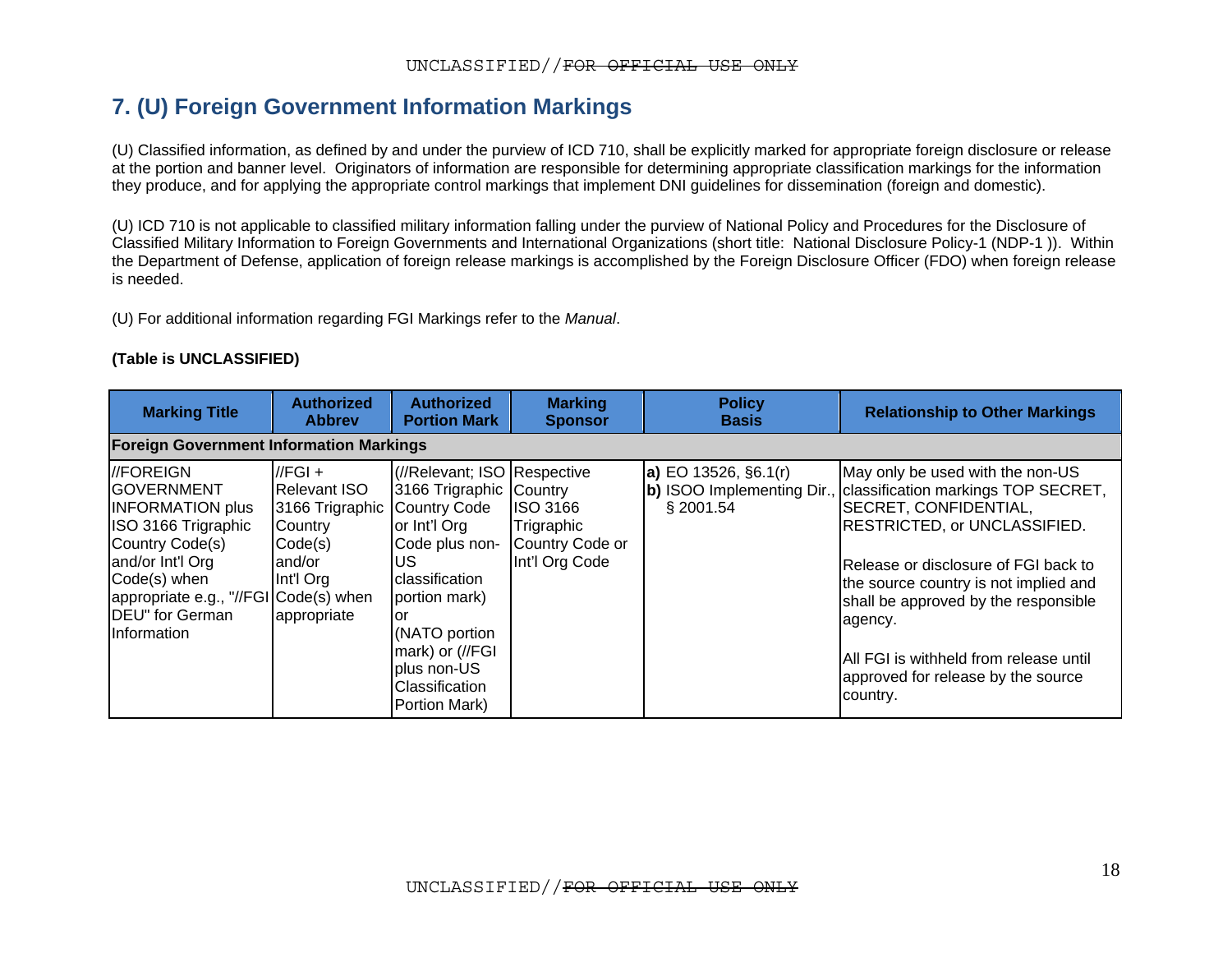## 7. (U) Foreign Government Information Markings

(U) Classified information, as defined by and under the purview of ICD 710, shall be explicitly marked for appropriate foreign disclosure or release at the portion and banner level. Originators of information are responsible for determining appropriate classification markings for the information they produce, and for applying the appropriate control markings that implement DNI guidelines for dissemination (foreign and domestic).

(U) ICD 710 is not applicable to classified military information falling under the purview of National Policy and Procedures for the Disclosure of Classified Military Information to Foreign Governments and International Organizations (short title: National Disclosure Policy-1 (NDP-1 )). Within the Department of Defense, application of foreign release markings is accomplished by the Foreign Disclosure Officer (FDO) when foreign release is needed.

(U) For additional information regarding FGI Markings refer to the *Manual*.

**(Table is UNCLASSIFIED)**

| Marking Title | Authorized Abbrev | Authorized Portion Mark | Marking Sponsor | Policy Basis | Relationship to Other Markings |
|---|---|---|---|---|---|
| **Foreign Government Information Markings** | | | | | |
| //FOREIGN GOVERNMENT INFORMATION plus ISO 3166 Trigraphic Country Code(s) and/or Int'l Org Code(s) when appropriate e.g., "//FGI DEU" for German Information | //FGI + Relevant ISO 3166 Trigraphic Country Code(s) and/or Int'l Org Code(s) when appropriate | (//Relevant; ISO 3166 Trigraphic Country Code or Int'l Org Code plus non-US classification portion mark) or (NATO portion mark) or (//FGI plus non-US Classification Portion Mark) | Respective Country ISO 3166 Trigraphic Country Code or Int'l Org Code | **a)** EO 13526, §6.1(r)<br>**b)** ISOO Implementing Dir., § 2001.54 | May only be used with the non-US classification markings TOP SECRET, SECRET, CONFIDENTIAL, RESTRICTED, or UNCLASSIFIED.<br><br>Release or disclosure of FGI back to the source country is not implied and shall be approved by the responsible agency.<br><br>All FGI is withheld from release until approved for release by the source country. |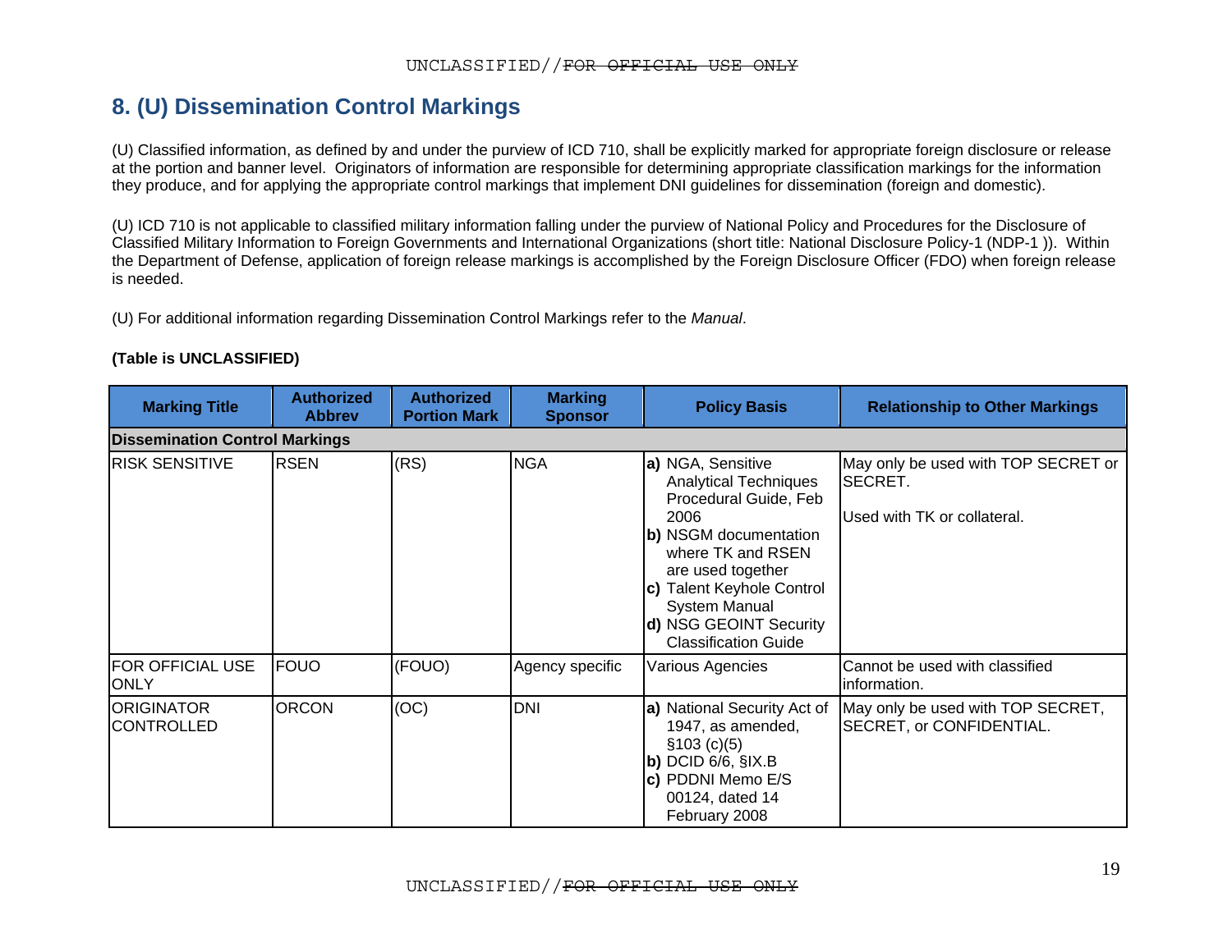## 8. (U) Dissemination Control Markings

(U) Classified information, as defined by and under the purview of ICD 710, shall be explicitly marked for appropriate foreign disclosure or release at the portion and banner level. Originators of information are responsible for determining appropriate classification markings for the information they produce, and for applying the appropriate control markings that implement DNI guidelines for dissemination (foreign and domestic).

(U) ICD 710 is not applicable to classified military information falling under the purview of National Policy and Procedures for the Disclosure of Classified Military Information to Foreign Governments and International Organizations (short title: National Disclosure Policy-1 (NDP-1 )). Within the Department of Defense, application of foreign release markings is accomplished by the Foreign Disclosure Officer (FDO) when foreign release is needed.

(U) For additional information regarding Dissemination Control Markings refer to the *Manual*.

**(Table is UNCLASSIFIED)**

| Marking Title | Authorized Abbrev | Authorized Portion Mark | Marking Sponsor | Policy Basis | Relationship to Other Markings |
|---|---|---|---|---|---|
| **Dissemination Control Markings** | | | | | |
| RISK SENSITIVE | RSEN | (RS) | NGA | **a)** NGA, Sensitive Analytical Techniques Procedural Guide, Feb 2006<br>**b)** NSGM documentation where TK and RSEN are used together<br>**c)** Talent Keyhole Control System Manual<br>**d)** NSG GEOINT Security Classification Guide | May only be used with TOP SECRET or SECRET.<br><br>Used with TK or collateral. |
| FOR OFFICIAL USE ONLY | FOUO | (FOUO) | Agency specific | Various Agencies | Cannot be used with classified information. |
| ORIGINATOR CONTROLLED | ORCON | (OC) | DNI | **a)** National Security Act of 1947, as amended, §103 (c)(5)<br>**b)** DCID 6/6, §IX.B<br>**c)** PDDNI Memo E/S 00124, dated 14 February 2008 | May only be used with TOP SECRET, SECRET, or CONFIDENTIAL. |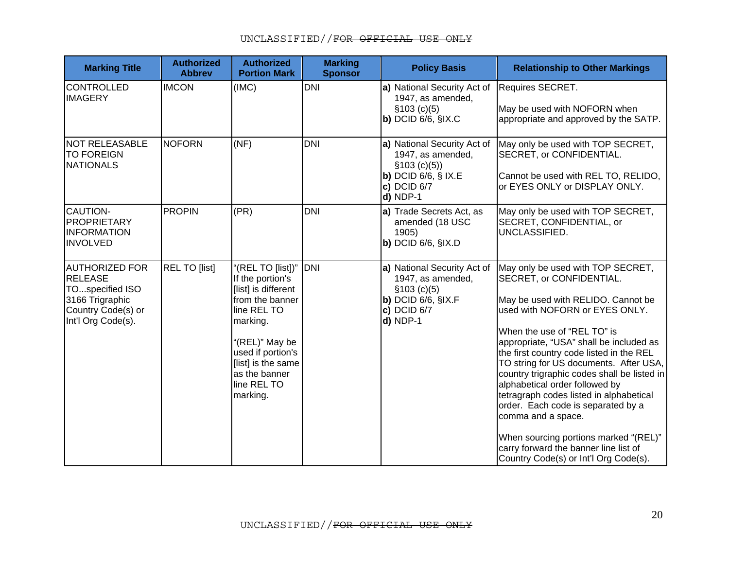| Marking Title | Authorized Abbrev | Authorized Portion Mark | Marking Sponsor | Policy Basis | Relationship to Other Markings |
|---|---|---|---|---|---|
| CONTROLLED IMAGERY | IMCON | (IMC) | DNI | **a)** National Security Act of 1947, as amended, §103 (c)(5)<br>**b)** DCID 6/6, §IX.C | Requires SECRET.<br><br>May be used with NOFORN when appropriate and approved by the SATP. |
| NOT RELEASABLE TO FOREIGN NATIONALS | NOFORN | (NF) | DNI | **a)** National Security Act of 1947, as amended, §103 (c)(5))<br>**b)** DCID 6/6, § IX.E<br>**c)** DCID 6/7<br>**d)** NDP-1 | May only be used with TOP SECRET, SECRET, or CONFIDENTIAL.<br><br>Cannot be used with REL TO, RELIDO, or EYES ONLY or DISPLAY ONLY. |
| CAUTION-PROPRIETARY INFORMATION INVOLVED | PROPIN | (PR) | DNI | **a)** Trade Secrets Act, as amended (18 USC 1905)<br>**b)** DCID 6/6, §IX.D | May only be used with TOP SECRET, SECRET, CONFIDENTIAL, or UNCLASSIFIED. |
| AUTHORIZED FOR RELEASE TO...specified ISO 3166 Trigraphic Country Code(s) or Int'l Org Code(s). | REL TO [list] | "(REL TO [list])" If the portion's [list] is different from the banner line REL TO marking.<br><br>"(REL)" May be used if portion's [list] is the same as the banner line REL TO marking. | DNI | **a)** National Security Act of 1947, as amended, §103 (c)(5)<br>**b)** DCID 6/6, §IX.F<br>**c)** DCID 6/7<br>**d)** NDP-1 | May only be used with TOP SECRET, SECRET, or CONFIDENTIAL.<br><br>May be used with RELIDO. Cannot be used with NOFORN or EYES ONLY.<br><br>When the use of "REL TO" is appropriate, "USA" shall be included as the first country code listed in the REL TO string for US documents. After USA, country trigraphic codes shall be listed in alphabetical order followed by tetragraph codes listed in alphabetical order. Each code is separated by a comma and a space.<br><br>When sourcing portions marked "(REL)" carry forward the banner line list of Country Code(s) or Int'l Org Code(s). |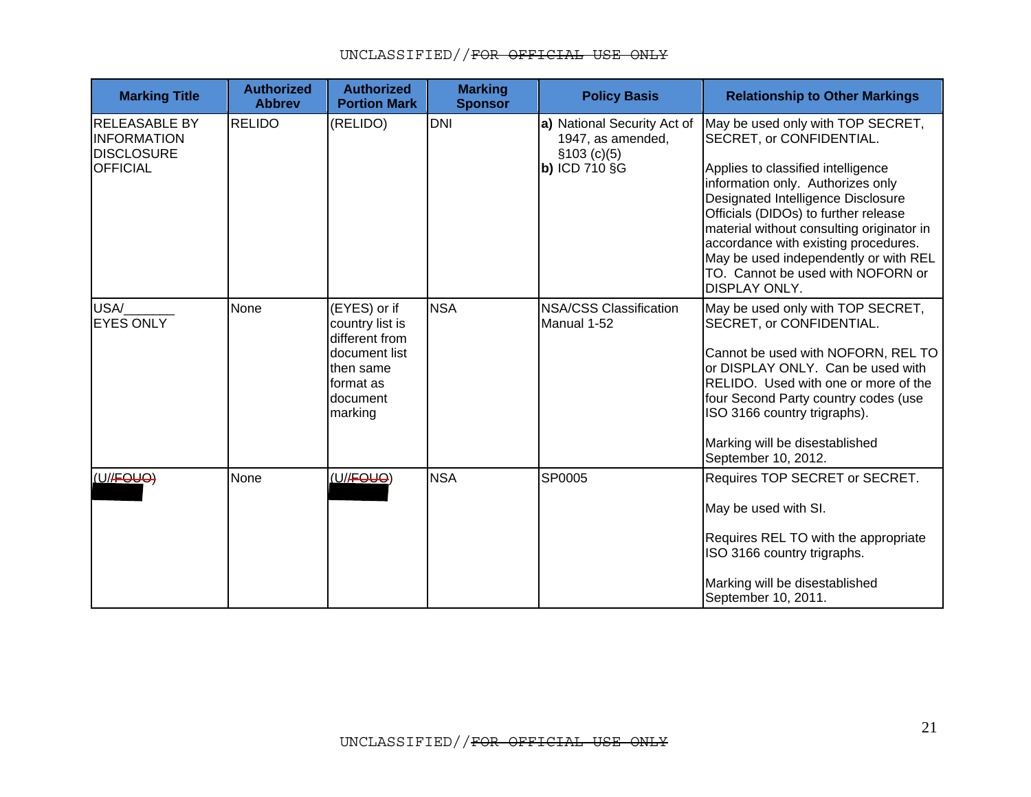| Marking Title | Authorized Abbrev | Authorized Portion Mark | Marking Sponsor | Policy Basis | Relationship to Other Markings |
|---|---|---|---|---|---|
| RELEASABLE BY INFORMATION DISCLOSURE OFFICIAL | RELIDO | (RELIDO) | DNI | **a)** National Security Act of 1947, as amended, §103 (c)(5)<br>**b)** ICD 710 §G | May be used only with TOP SECRET, SECRET, or CONFIDENTIAL.<br><br>Applies to classified intelligence information only. Authorizes only Designated Intelligence Disclosure Officials (DIDOs) to further release material without consulting originator in accordance with existing procedures. May be used independently or with REL TO. Cannot be used with NOFORN or DISPLAY ONLY. |
| USA/_______ EYES ONLY | None | (EYES) or if country list is different from document list then same format as document marking | NSA | NSA/CSS Classification Manual 1-52 | May be used only with TOP SECRET, SECRET, or CONFIDENTIAL.<br><br>Cannot be used with NOFORN, REL TO or DISPLAY ONLY. Can be used with RELIDO. Used with one or more of the four Second Party country codes (use ISO 3166 country trigraphs).<br><br>Marking will be disestablished September 10, 2012. |
| (U//~~FOUO~~) ████ | None | (U//~~FOUO~~) ████ | NSA | SP0005 | Requires TOP SECRET or SECRET.<br><br>May be used with SI.<br><br>Requires REL TO with the appropriate ISO 3166 country trigraphs.<br><br>Marking will be disestablished September 10, 2011. |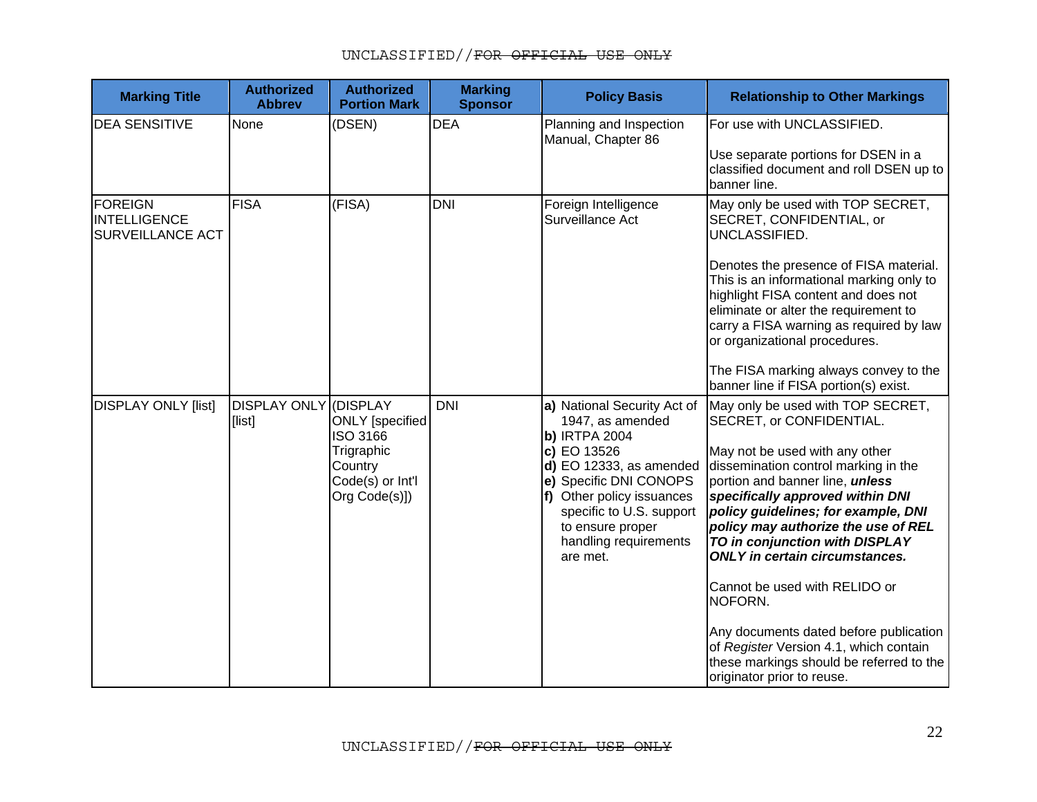| Marking Title | Authorized Abbrev | Authorized Portion Mark | Marking Sponsor | Policy Basis | Relationship to Other Markings |
|---|---|---|---|---|---|
| DEA SENSITIVE | None | (DSEN) | DEA | Planning and Inspection Manual, Chapter 86 | For use with UNCLASSIFIED.<br><br>Use separate portions for DSEN in a classified document and roll DSEN up to banner line. |
| FOREIGN INTELLIGENCE SURVEILLANCE ACT | FISA | (FISA) | DNI | Foreign Intelligence Surveillance Act | May only be used with TOP SECRET, SECRET, CONFIDENTIAL, or UNCLASSIFIED.<br><br>Denotes the presence of FISA material. This is an informational marking only to highlight FISA content and does not eliminate or alter the requirement to carry a FISA warning as required by law or organizational procedures.<br><br>The FISA marking always convey to the banner line if FISA portion(s) exist. |
| DISPLAY ONLY [list] | DISPLAY ONLY [list] | (DISPLAY ONLY [specified ISO 3166 Trigraphic Country Code(s) or Int'l Org Code(s)]) | DNI | **a)** National Security Act of 1947, as amended<br>**b)** IRTPA 2004<br>**c)** EO 13526<br>**d)** EO 12333, as amended<br>**e)** Specific DNI CONOPS<br>**f)** Other policy issuances specific to U.S. support to ensure proper handling requirements are met. | May only be used with TOP SECRET, SECRET, or CONFIDENTIAL.<br><br>May not be used with any other dissemination control marking in the portion and banner line, ***unless specifically approved within DNI policy guidelines; for example, DNI policy may authorize the use of REL TO in conjunction with DISPLAY ONLY in certain circumstances.***<br><br>Cannot be used with RELIDO or NOFORN.<br><br>Any documents dated before publication of *Register* Version 4.1, which contain these markings should be referred to the originator prior to reuse. |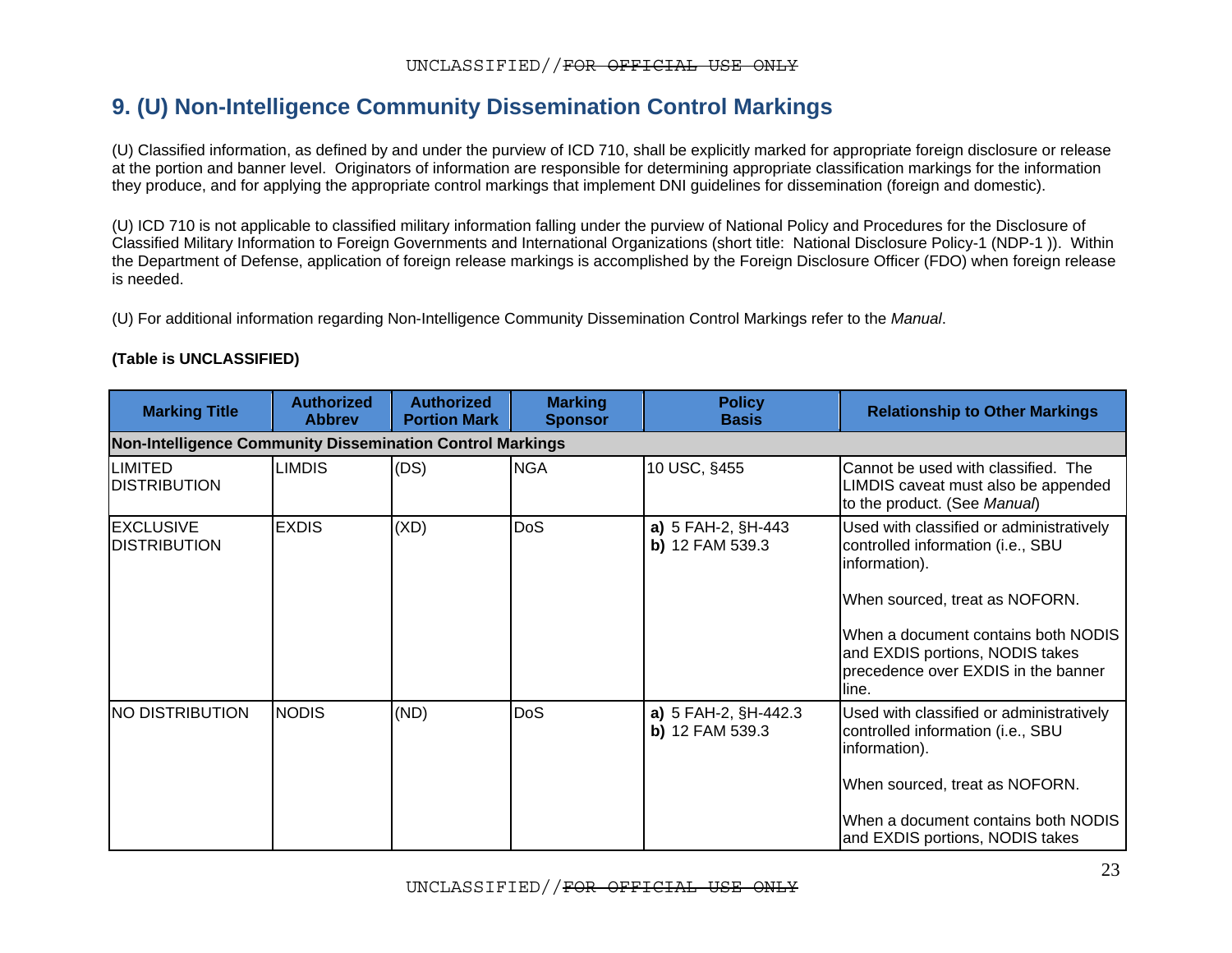## 9. (U) Non-Intelligence Community Dissemination Control Markings

(U) Classified information, as defined by and under the purview of ICD 710, shall be explicitly marked for appropriate foreign disclosure or release at the portion and banner level. Originators of information are responsible for determining appropriate classification markings for the information they produce, and for applying the appropriate control markings that implement DNI guidelines for dissemination (foreign and domestic).

(U) ICD 710 is not applicable to classified military information falling under the purview of National Policy and Procedures for the Disclosure of Classified Military Information to Foreign Governments and International Organizations (short title: National Disclosure Policy-1 (NDP-1 )). Within the Department of Defense, application of foreign release markings is accomplished by the Foreign Disclosure Officer (FDO) when foreign release is needed.

(U) For additional information regarding Non-Intelligence Community Dissemination Control Markings refer to the *Manual*.

**(Table is UNCLASSIFIED)**

| Marking Title | Authorized Abbrev | Authorized Portion Mark | Marking Sponsor | Policy Basis | Relationship to Other Markings |
|---|---|---|---|---|---|
| **Non-Intelligence Community Dissemination Control Markings** | | | | | |
| LIMITED DISTRIBUTION | LIMDIS | (DS) | NGA | 10 USC, §455 | Cannot be used with classified. The LIMDIS caveat must also be appended to the product. (See *Manual*) |
| EXCLUSIVE DISTRIBUTION | EXDIS | (XD) | DoS | **a)** 5 FAH-2, §H-443<br>**b)** 12 FAM 539.3 | Used with classified or administratively controlled information (i.e., SBU information).<br><br>When sourced, treat as NOFORN.<br><br>When a document contains both NODIS and EXDIS portions, NODIS takes precedence over EXDIS in the banner line. |
| NO DISTRIBUTION | NODIS | (ND) | DoS | **a)** 5 FAH-2, §H-442.3<br>**b)** 12 FAM 539.3 | Used with classified or administratively controlled information (i.e., SBU information).<br><br>When sourced, treat as NOFORN.<br><br>When a document contains both NODIS and EXDIS portions, NODIS takes |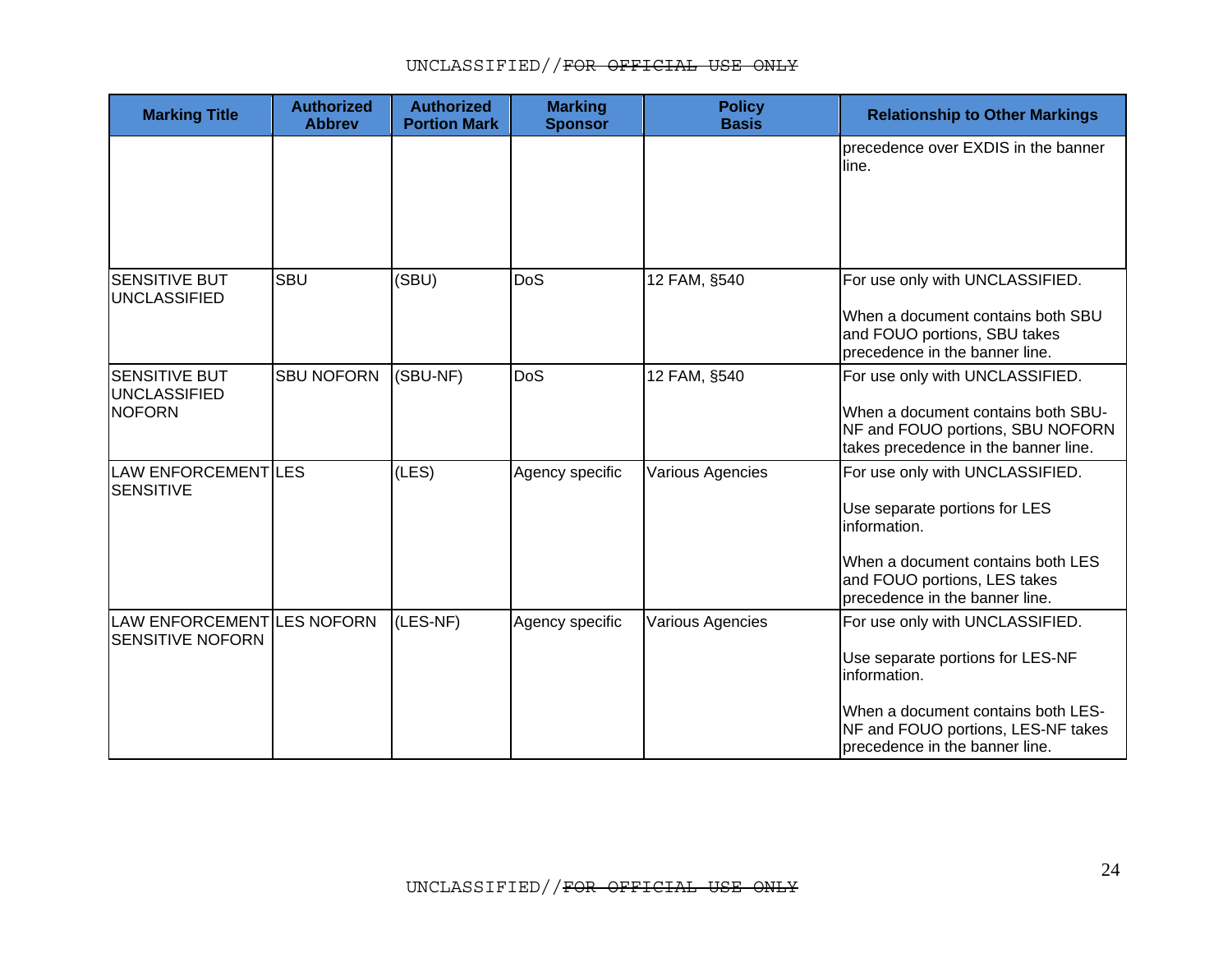| Marking Title | Authorized Abbrev | Authorized Portion Mark | Marking Sponsor | Policy Basis | Relationship to Other Markings |
|---|---|---|---|---|---|
| | | | | | precedence over EXDIS in the banner line. |
| SENSITIVE BUT UNCLASSIFIED | SBU | (SBU) | DoS | 12 FAM, §540 | For use only with UNCLASSIFIED.<br><br>When a document contains both SBU and FOUO portions, SBU takes precedence in the banner line. |
| SENSITIVE BUT UNCLASSIFIED NOFORN | SBU NOFORN | (SBU-NF) | DoS | 12 FAM, §540 | For use only with UNCLASSIFIED.<br><br>When a document contains both SBU-NF and FOUO portions, SBU NOFORN takes precedence in the banner line. |
| LAW ENFORCEMENT SENSITIVE | LES | (LES) | Agency specific | Various Agencies | For use only with UNCLASSIFIED.<br><br>Use separate portions for LES information.<br><br>When a document contains both LES and FOUO portions, LES takes precedence in the banner line. |
| LAW ENFORCEMENT SENSITIVE NOFORN | LES NOFORN | (LES-NF) | Agency specific | Various Agencies | For use only with UNCLASSIFIED.<br><br>Use separate portions for LES-NF information.<br><br>When a document contains both LES-NF and FOUO portions, LES-NF takes precedence in the banner line. |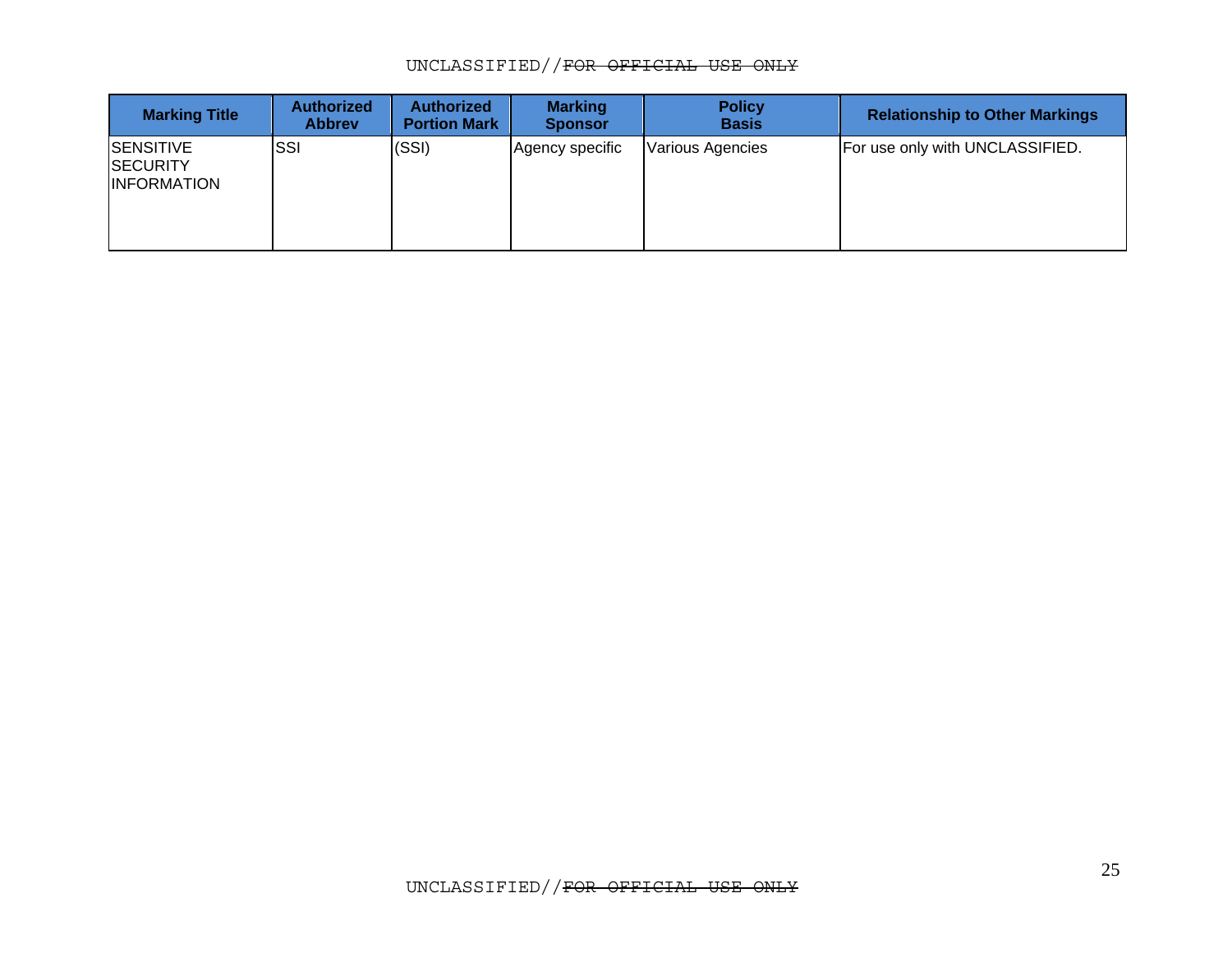| Marking Title | Authorized Abbrev | Authorized Portion Mark | Marking Sponsor | Policy Basis | Relationship to Other Markings |
|---|---|---|---|---|---|
| SENSITIVE SECURITY INFORMATION | SSI | (SSI) | Agency specific | Various Agencies | For use only with UNCLASSIFIED. |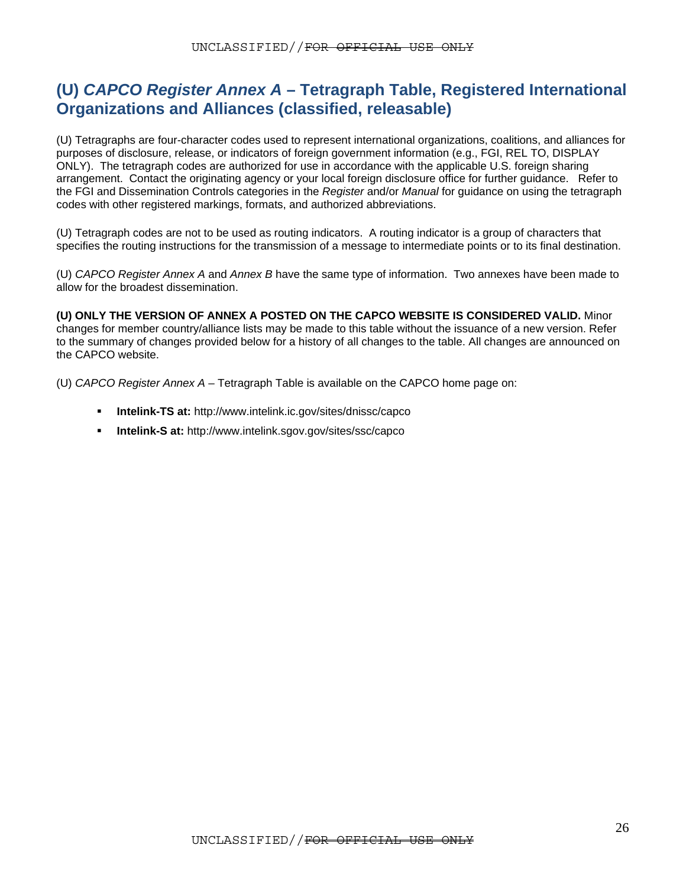# (U) *CAPCO Register Annex A* – Tetragraph Table, Registered International Organizations and Alliances (classified, releasable)

(U) Tetragraphs are four-character codes used to represent international organizations, coalitions, and alliances for purposes of disclosure, release, or indicators of foreign government information (e.g., FGI, REL TO, DISPLAY ONLY). The tetragraph codes are authorized for use in accordance with the applicable U.S. foreign sharing arrangement. Contact the originating agency or your local foreign disclosure office for further guidance. Refer to the FGI and Dissemination Controls categories in the *Register* and/or *Manual* for guidance on using the tetragraph codes with other registered markings, formats, and authorized abbreviations.

(U) Tetragraph codes are not to be used as routing indicators. A routing indicator is a group of characters that specifies the routing instructions for the transmission of a message to intermediate points or to its final destination.

(U) *CAPCO Register Annex A* and *Annex B* have the same type of information. Two annexes have been made to allow for the broadest dissemination.

**(U) ONLY THE VERSION OF ANNEX A POSTED ON THE CAPCO WEBSITE IS CONSIDERED VALID.** Minor changes for member country/alliance lists may be made to this table without the issuance of a new version. Refer to the summary of changes provided below for a history of all changes to the table. All changes are announced on the CAPCO website.

(U) *CAPCO Register Annex A* – Tetragraph Table is available on the CAPCO home page on:

- **Intelink-TS at:** http://www.intelink.ic.gov/sites/dnissc/capco
- **Intelink-S at:** http://www.intelink.sgov.gov/sites/ssc/capco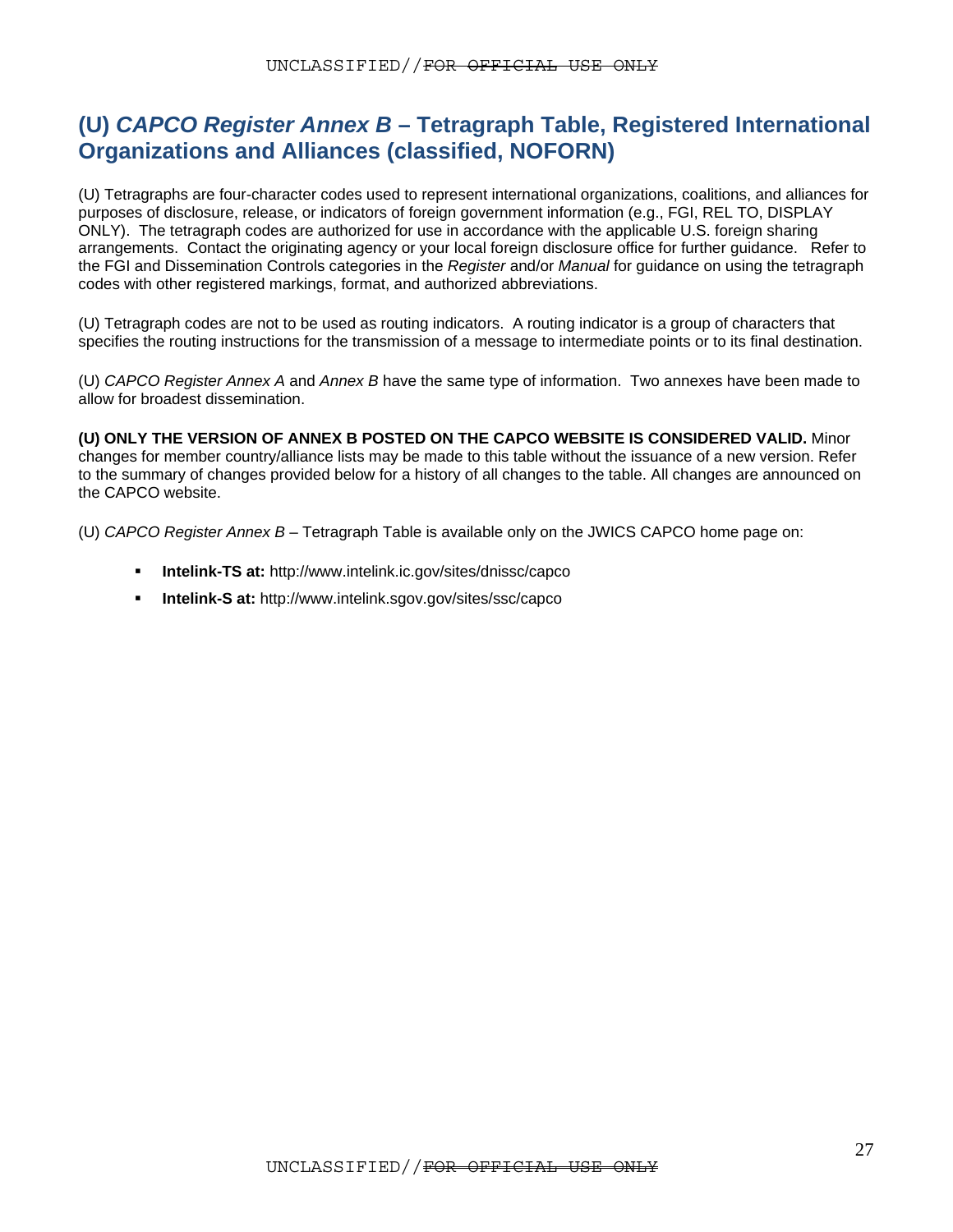## (U) *CAPCO Register Annex B* – Tetragraph Table, Registered International Organizations and Alliances (classified, NOFORN)

(U) Tetragraphs are four-character codes used to represent international organizations, coalitions, and alliances for purposes of disclosure, release, or indicators of foreign government information (e.g., FGI, REL TO, DISPLAY ONLY). The tetragraph codes are authorized for use in accordance with the applicable U.S. foreign sharing arrangements. Contact the originating agency or your local foreign disclosure office for further guidance. Refer to the FGI and Dissemination Controls categories in the *Register* and/or *Manual* for guidance on using the tetragraph codes with other registered markings, format, and authorized abbreviations.

(U) Tetragraph codes are not to be used as routing indicators. A routing indicator is a group of characters that specifies the routing instructions for the transmission of a message to intermediate points or to its final destination.

(U) *CAPCO Register Annex A* and *Annex B* have the same type of information. Two annexes have been made to allow for broadest dissemination.

**(U) ONLY THE VERSION OF ANNEX B POSTED ON THE CAPCO WEBSITE IS CONSIDERED VALID.** Minor changes for member country/alliance lists may be made to this table without the issuance of a new version. Refer to the summary of changes provided below for a history of all changes to the table. All changes are announced on the CAPCO website.

(U) *CAPCO Register Annex B* – Tetragraph Table is available only on the JWICS CAPCO home page on:

- **Intelink-TS at:** http://www.intelink.ic.gov/sites/dnissc/capco
- **Intelink-S at:** http://www.intelink.sgov.gov/sites/ssc/capco